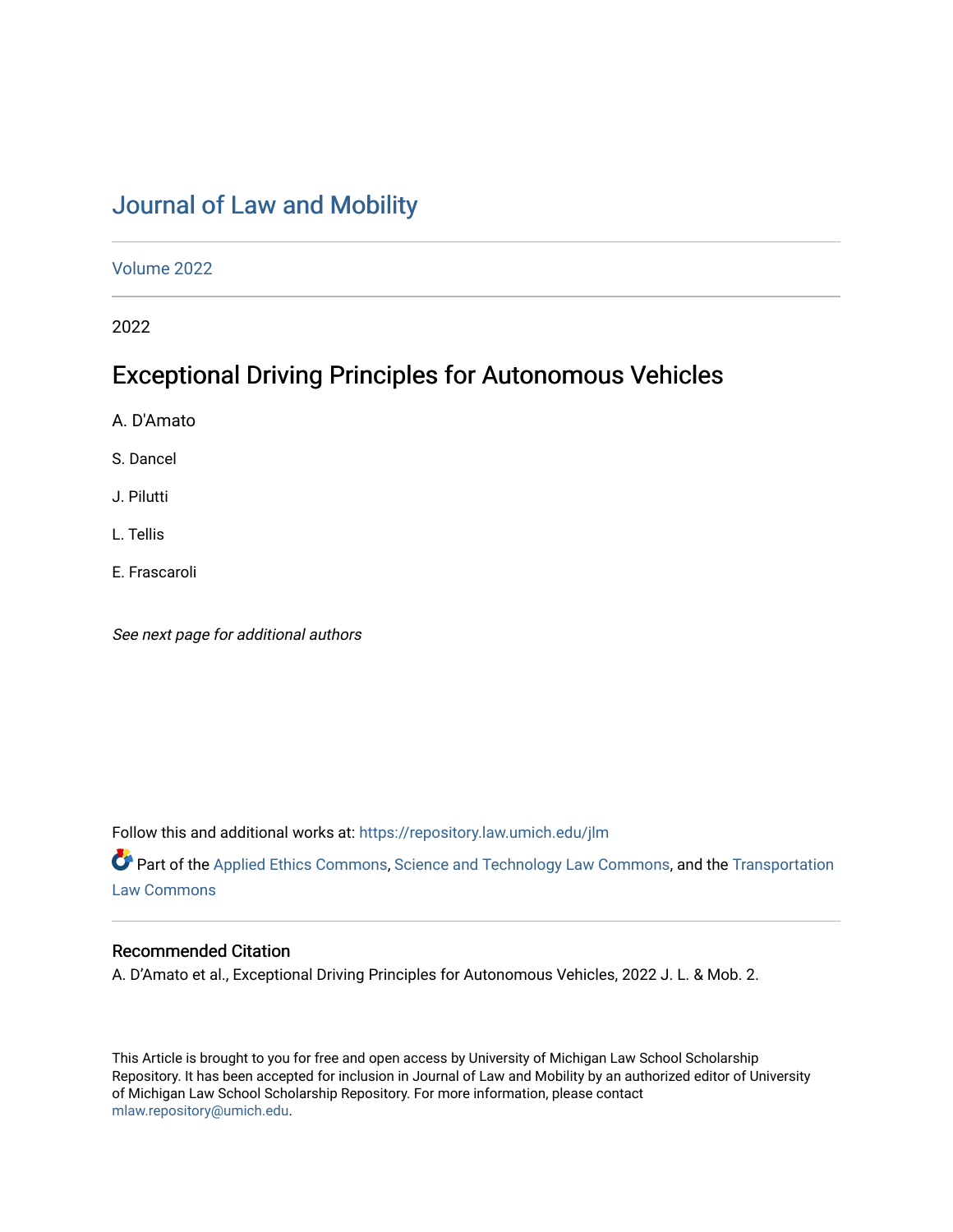# Journal of Law and Mobility

Volume 2022

2022

## Exceptional Driving Principles for Autonomous Vehicles

A. D'Amato

S. Dancel

J. Pilutti

L. Tellis

E. Frascaroli

*See next page for additional authors*

Follow this and additional works at: https://repository.law.umich.edu/jlm

Part of the Applied Ethics Commons, Science and Technology Law Commons, and the Transportation Law Commons

### Recommended Citation

A. D'Amato et al., Exceptional Driving Principles for Autonomous Vehicles, 2022 J. L. & Mob. 2.

This Article is brought to you for free and open access by University of Michigan Law School Scholarship Repository. It has been accepted for inclusion in Journal of Law and Mobility by an authorized editor of University of Michigan Law School Scholarship Repository. For more information, please contact mlaw.repository@umich.edu.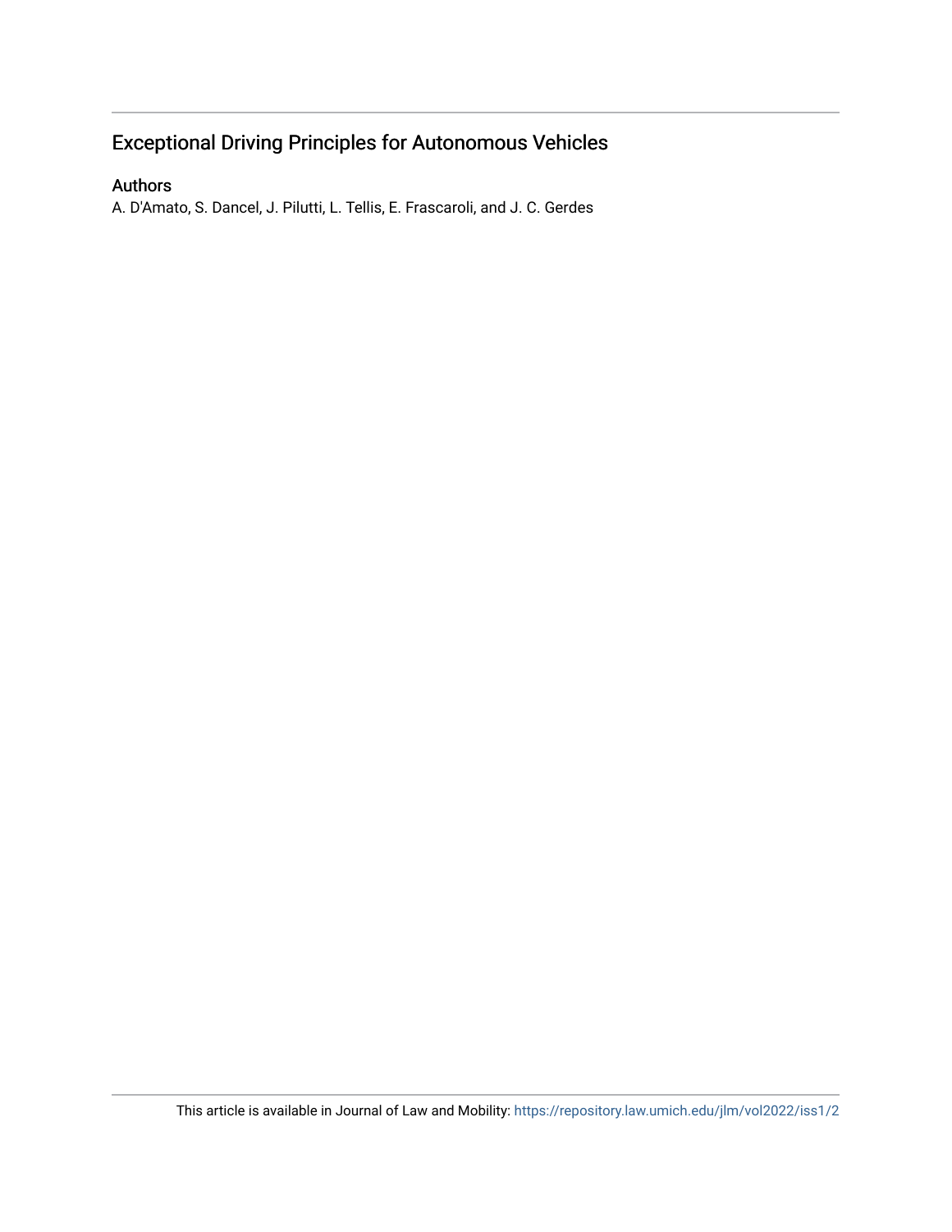# Exceptional Driving Principles for Autonomous Vehicles

## Authors

A. D'Amato, S. Dancel, J. Pilutti, L. Tellis, E. Frascaroli, and J. C. Gerdes

This article is available in Journal of Law and Mobility: https://repository.law.umich.edu/jlm/vol2022/iss1/2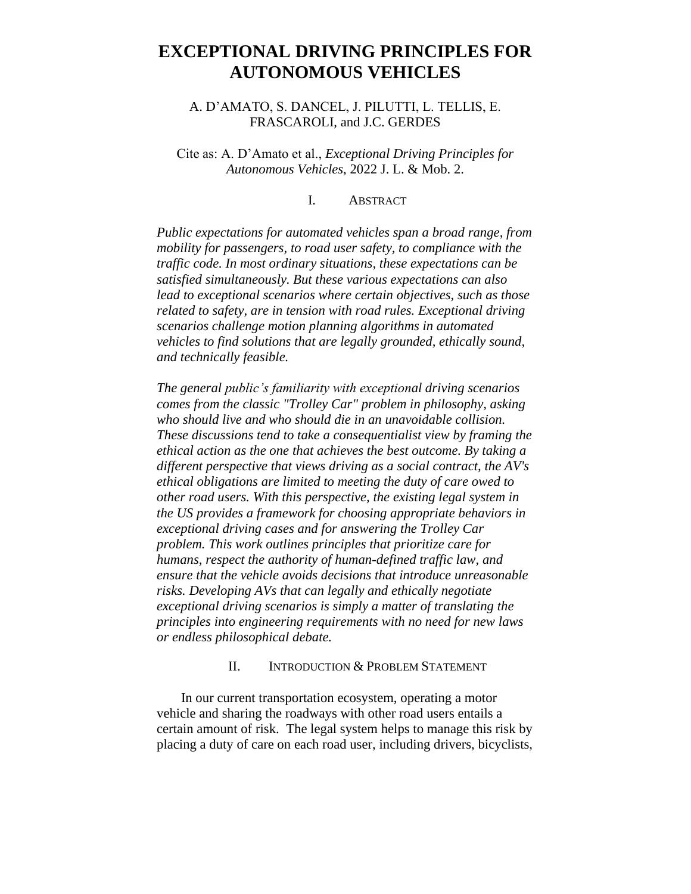# EXCEPTIONAL DRIVING PRINCIPLES FOR AUTONOMOUS VEHICLES

A. D'AMATO, S. DANCEL, J. PILUTTI, L. TELLIS, E. FRASCAROLI, and J.C. GERDES

Cite as: A. D'Amato et al., *Exceptional Driving Principles for Autonomous Vehicles*, 2022 J. L. & Mob. 2.

## I. ABSTRACT

*Public expectations for automated vehicles span a broad range, from mobility for passengers, to road user safety, to compliance with the traffic code. In most ordinary situations, these expectations can be satisfied simultaneously. But these various expectations can also lead to exceptional scenarios where certain objectives, such as those related to safety, are in tension with road rules. Exceptional driving scenarios challenge motion planning algorithms in automated vehicles to find solutions that are legally grounded, ethically sound, and technically feasible.*

*The general public's familiarity with exceptional driving scenarios comes from the classic "Trolley Car" problem in philosophy, asking who should live and who should die in an unavoidable collision. These discussions tend to take a consequentialist view by framing the ethical action as the one that achieves the best outcome. By taking a different perspective that views driving as a social contract, the AV's ethical obligations are limited to meeting the duty of care owed to other road users. With this perspective, the existing legal system in the US provides a framework for choosing appropriate behaviors in exceptional driving cases and for answering the Trolley Car problem. This work outlines principles that prioritize care for humans, respect the authority of human-defined traffic law, and ensure that the vehicle avoids decisions that introduce unreasonable risks. Developing AVs that can legally and ethically negotiate exceptional driving scenarios is simply a matter of translating the principles into engineering requirements with no need for new laws or endless philosophical debate.*

## II. INTRODUCTION & PROBLEM STATEMENT

In our current transportation ecosystem, operating a motor vehicle and sharing the roadways with other road users entails a certain amount of risk. The legal system helps to manage this risk by placing a duty of care on each road user, including drivers, bicyclists,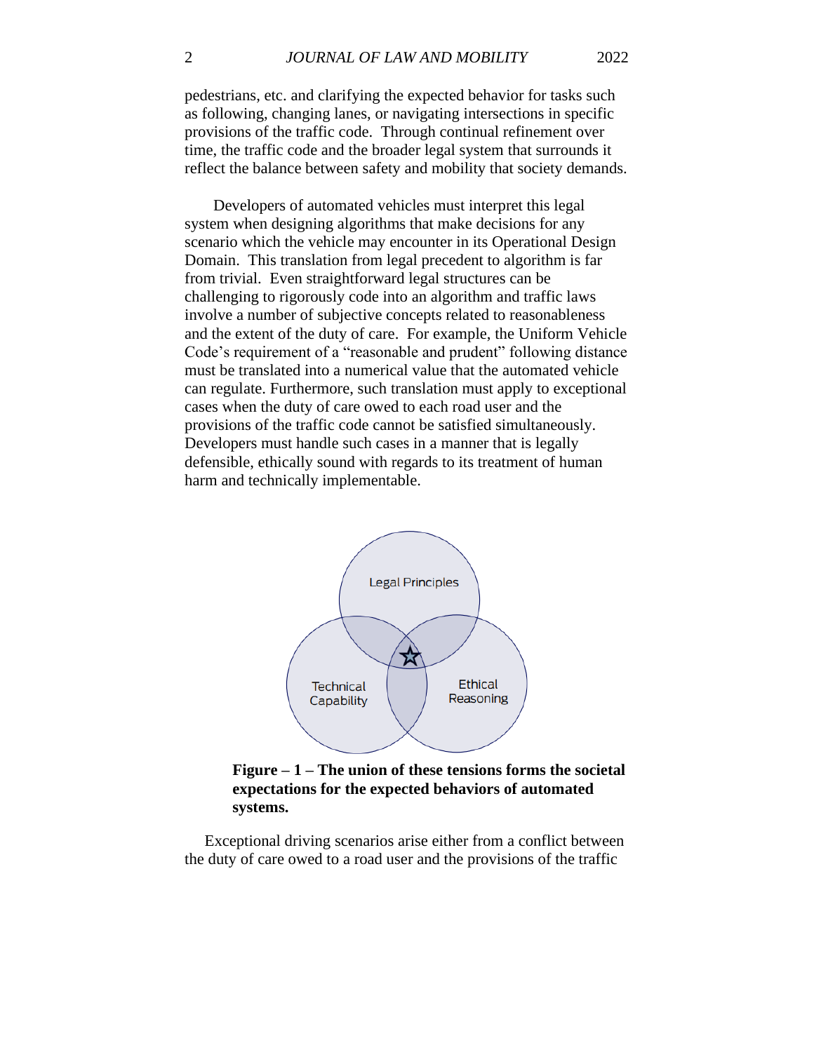pedestrians, etc. and clarifying the expected behavior for tasks such as following, changing lanes, or navigating intersections in specific provisions of the traffic code. Through continual refinement over time, the traffic code and the broader legal system that surrounds it reflect the balance between safety and mobility that society demands.

Developers of automated vehicles must interpret this legal system when designing algorithms that make decisions for any scenario which the vehicle may encounter in its Operational Design Domain. This translation from legal precedent to algorithm is far from trivial. Even straightforward legal structures can be challenging to rigorously code into an algorithm and traffic laws involve a number of subjective concepts related to reasonableness and the extent of the duty of care. For example, the Uniform Vehicle Code's requirement of a "reasonable and prudent" following distance must be translated into a numerical value that the automated vehicle can regulate. Furthermore, such translation must apply to exceptional cases when the duty of care owed to each road user and the provisions of the traffic code cannot be satisfied simultaneously. Developers must handle such cases in a manner that is legally defensible, ethically sound with regards to its treatment of human harm and technically implementable.

**Figure – 1 – The union of these tensions forms the societal expectations for the expected behaviors of automated systems.**

Exceptional driving scenarios arise either from a conflict between the duty of care owed to a road user and the provisions of the traffic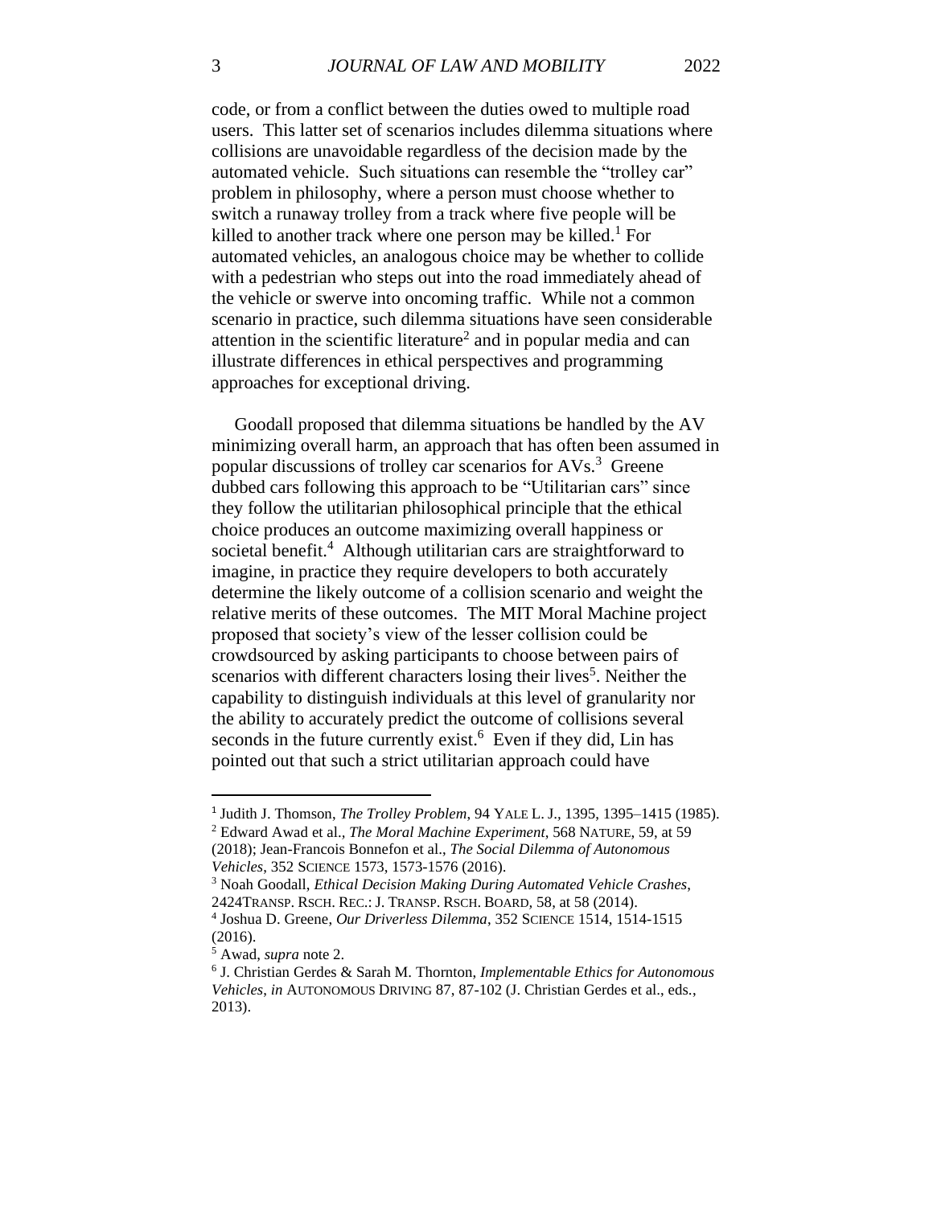code, or from a conflict between the duties owed to multiple road users. This latter set of scenarios includes dilemma situations where collisions are unavoidable regardless of the decision made by the automated vehicle. Such situations can resemble the "trolley car" problem in philosophy, where a person must choose whether to switch a runaway trolley from a track where five people will be killed to another track where one person may be killed.[1] For automated vehicles, an analogous choice may be whether to collide with a pedestrian who steps out into the road immediately ahead of the vehicle or swerve into oncoming traffic. While not a common scenario in practice, such dilemma situations have seen considerable attention in the scientific literature[2] and in popular media and can illustrate differences in ethical perspectives and programming approaches for exceptional driving.

Goodall proposed that dilemma situations be handled by the AV minimizing overall harm, an approach that has often been assumed in popular discussions of trolley car scenarios for AVs.[3] Greene dubbed cars following this approach to be "Utilitarian cars" since they follow the utilitarian philosophical principle that the ethical choice produces an outcome maximizing overall happiness or societal benefit.[4] Although utilitarian cars are straightforward to imagine, in practice they require developers to both accurately determine the likely outcome of a collision scenario and weight the relative merits of these outcomes. The MIT Moral Machine project proposed that society's view of the lesser collision could be crowdsourced by asking participants to choose between pairs of scenarios with different characters losing their lives[5]. Neither the capability to distinguish individuals at this level of granularity nor the ability to accurately predict the outcome of collisions several seconds in the future currently exist.[6] Even if they did, Lin has pointed out that such a strict utilitarian approach could have

---

[1] Judith J. Thomson, *The Trolley Problem*, 94 YALE L. J., 1395, 1395–1415 (1985).

[2] Edward Awad et al., *The Moral Machine Experiment*, 568 NATURE, 59, at 59 (2018); Jean-Francois Bonnefon et al., *The Social Dilemma of Autonomous Vehicles*, 352 SCIENCE 1573, 1573-1576 (2016).

[3] Noah Goodall, *Ethical Decision Making During Automated Vehicle Crashes*, 2424TRANSP. RSCH. REC.: J. TRANSP. RSCH. BOARD, 58, at 58 (2014).

[4] Joshua D. Greene, *Our Driverless Dilemma*, 352 SCIENCE 1514, 1514-1515 (2016).

[5] Awad, *supra* note 2.

[6] J. Christian Gerdes & Sarah M. Thornton, *Implementable Ethics for Autonomous Vehicles*, *in* AUTONOMOUS DRIVING 87, 87-102 (J. Christian Gerdes et al., eds., 2013).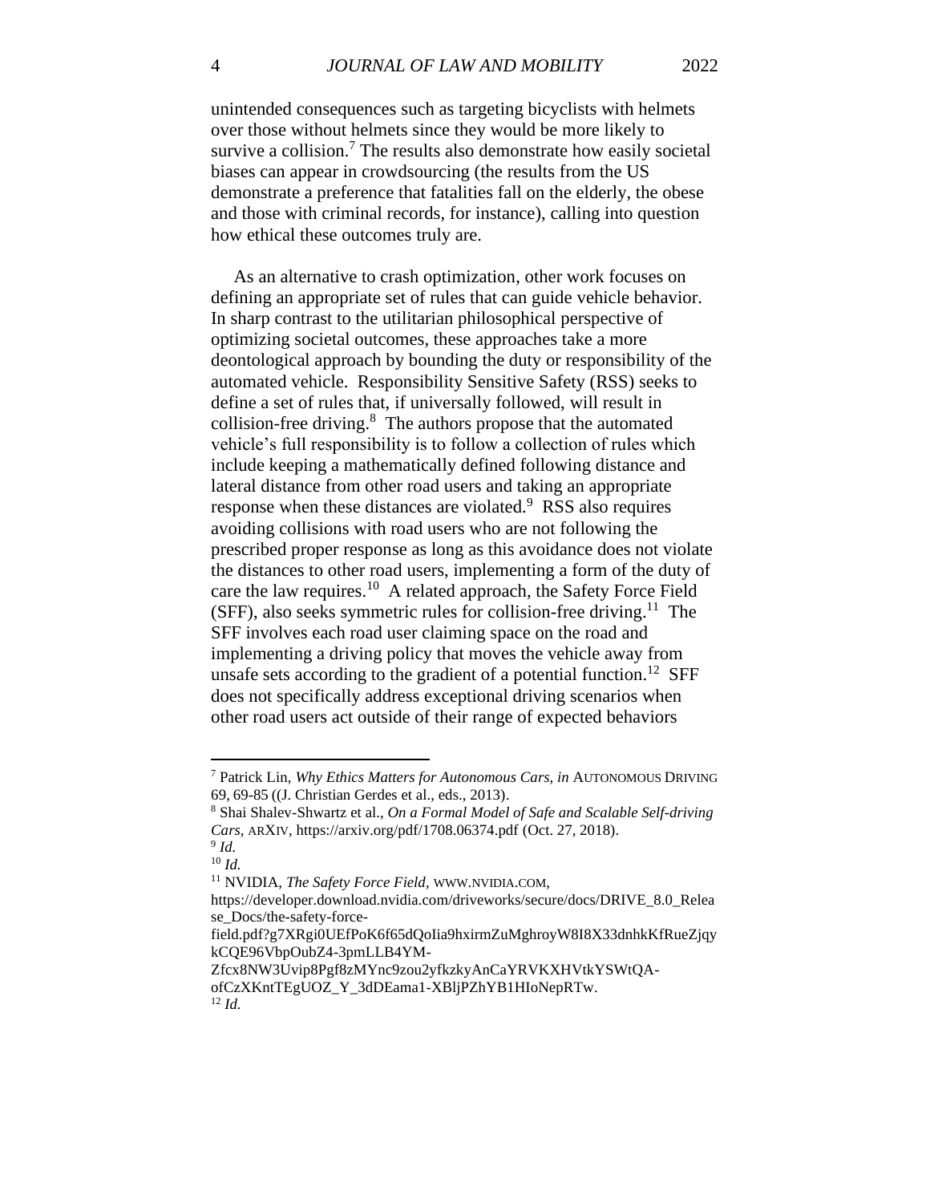unintended consequences such as targeting bicyclists with helmets over those without helmets since they would be more likely to survive a collision.[7] The results also demonstrate how easily societal biases can appear in crowdsourcing (the results from the US demonstrate a preference that fatalities fall on the elderly, the obese and those with criminal records, for instance), calling into question how ethical these outcomes truly are.

As an alternative to crash optimization, other work focuses on defining an appropriate set of rules that can guide vehicle behavior. In sharp contrast to the utilitarian philosophical perspective of optimizing societal outcomes, these approaches take a more deontological approach by bounding the duty or responsibility of the automated vehicle. Responsibility Sensitive Safety (RSS) seeks to define a set of rules that, if universally followed, will result in collision-free driving.[8] The authors propose that the automated vehicle's full responsibility is to follow a collection of rules which include keeping a mathematically defined following distance and lateral distance from other road users and taking an appropriate response when these distances are violated.[9] RSS also requires avoiding collisions with road users who are not following the prescribed proper response as long as this avoidance does not violate the distances to other road users, implementing a form of the duty of care the law requires.[10] A related approach, the Safety Force Field (SFF), also seeks symmetric rules for collision-free driving.[11] The SFF involves each road user claiming space on the road and implementing a driving policy that moves the vehicle away from unsafe sets according to the gradient of a potential function.[12] SFF does not specifically address exceptional driving scenarios when other road users act outside of their range of expected behaviors

---

[7] Patrick Lin, *Why Ethics Matters for Autonomous Cars*, *in* AUTONOMOUS DRIVING 69, 69-85 ((J. Christian Gerdes et al., eds., 2013).

[8] Shai Shalev-Shwartz et al., *On a Formal Model of Safe and Scalable Self-driving Cars*, ARXIV, https://arxiv.org/pdf/1708.06374.pdf (Oct. 27, 2018).

[9] *Id.*

[10] *Id.*

[11] NVIDIA, *The Safety Force Field*, WWW.NVIDIA.COM, https://developer.download.nvidia.com/driveworks/secure/docs/DRIVE_8.0_Release_Docs/the-safety-force-field.pdf?g7XRgi0UEfPoK6f65dQoIia9hxirmZuMghroyW8I8X33dnhkKfRueZjqykCQE96VbpOubZ4-3pmLLB4YM-Zfcx8NW3Uvip8Pgf8zMYnc9zou2yfkzkyAnCaYRVKXHVtkYSWtQA-ofCzXKntTEgUOZ_Y_3dDEama1-XBljPZhYB1HIoNepRTw.

[12] *Id.*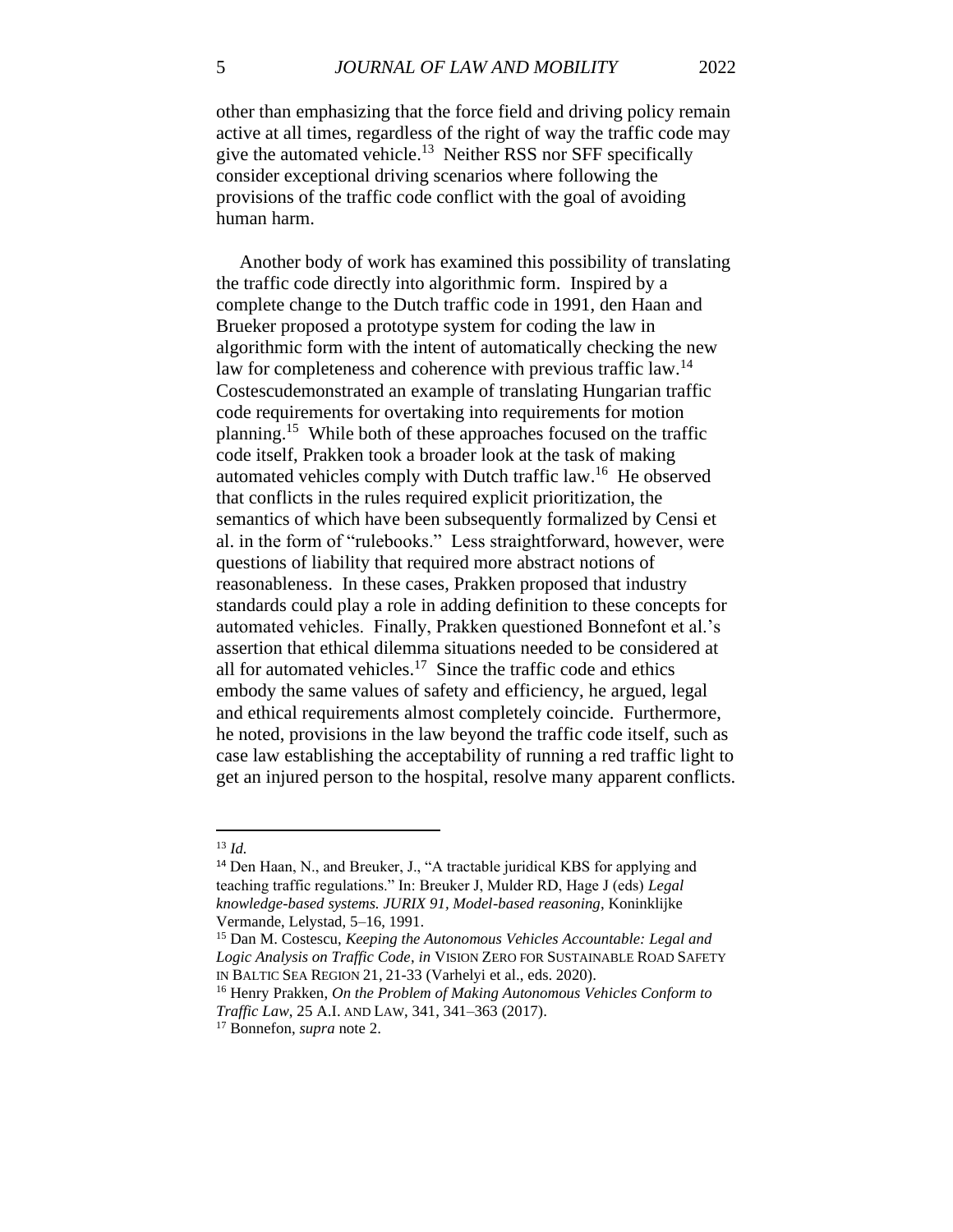other than emphasizing that the force field and driving policy remain active at all times, regardless of the right of way the traffic code may give the automated vehicle.[13] Neither RSS nor SFF specifically consider exceptional driving scenarios where following the provisions of the traffic code conflict with the goal of avoiding human harm.

Another body of work has examined this possibility of translating the traffic code directly into algorithmic form. Inspired by a complete change to the Dutch traffic code in 1991, den Haan and Brueker proposed a prototype system for coding the law in algorithmic form with the intent of automatically checking the new law for completeness and coherence with previous traffic law.[14] Costescudemonstrated an example of translating Hungarian traffic code requirements for overtaking into requirements for motion planning.[15] While both of these approaches focused on the traffic code itself, Prakken took a broader look at the task of making automated vehicles comply with Dutch traffic law.[16] He observed that conflicts in the rules required explicit prioritization, the semantics of which have been subsequently formalized by Censi et al. in the form of "rulebooks." Less straightforward, however, were questions of liability that required more abstract notions of reasonableness. In these cases, Prakken proposed that industry standards could play a role in adding definition to these concepts for automated vehicles. Finally, Prakken questioned Bonnefont et al.'s assertion that ethical dilemma situations needed to be considered at all for automated vehicles.[17] Since the traffic code and ethics embody the same values of safety and efficiency, he argued, legal and ethical requirements almost completely coincide. Furthermore, he noted, provisions in the law beyond the traffic code itself, such as case law establishing the acceptability of running a red traffic light to get an injured person to the hospital, resolve many apparent conflicts.

---

[13] *Id.*

[14] Den Haan, N., and Breuker, J., "A tractable juridical KBS for applying and teaching traffic regulations." In: Breuker J, Mulder RD, Hage J (eds) *Legal knowledge-based systems. JURIX 91, Model-based reasoning*, Koninklijke Vermande, Lelystad, 5–16, 1991.

[15] Dan M. Costescu, *Keeping the Autonomous Vehicles Accountable: Legal and Logic Analysis on Traffic Code*, *in* VISION ZERO FOR SUSTAINABLE ROAD SAFETY IN BALTIC SEA REGION 21, 21-33 (Varhelyi et al., eds. 2020).

[16] Henry Prakken, *On the Problem of Making Autonomous Vehicles Conform to Traffic Law*, 25 A.I. AND LAW, 341, 341–363 (2017).

[17] Bonnefon, *supra* note 2.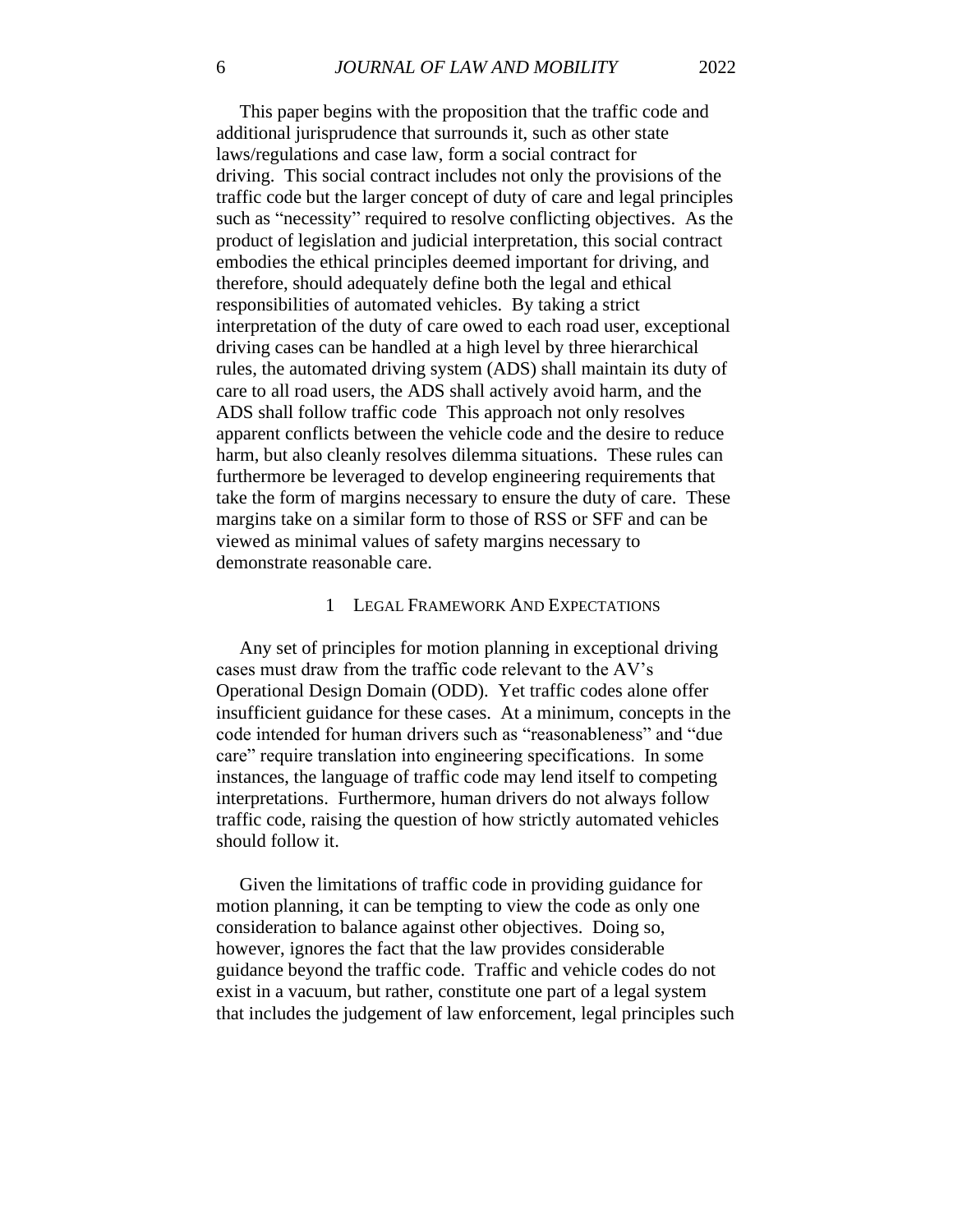This paper begins with the proposition that the traffic code and additional jurisprudence that surrounds it, such as other state laws/regulations and case law, form a social contract for driving. This social contract includes not only the provisions of the traffic code but the larger concept of duty of care and legal principles such as “necessity” required to resolve conflicting objectives. As the product of legislation and judicial interpretation, this social contract embodies the ethical principles deemed important for driving, and therefore, should adequately define both the legal and ethical responsibilities of automated vehicles. By taking a strict interpretation of the duty of care owed to each road user, exceptional driving cases can be handled at a high level by three hierarchical rules, the automated driving system (ADS) shall maintain its duty of care to all road users, the ADS shall actively avoid harm, and the ADS shall follow traffic code This approach not only resolves apparent conflicts between the vehicle code and the desire to reduce harm, but also cleanly resolves dilemma situations. These rules can furthermore be leveraged to develop engineering requirements that take the form of margins necessary to ensure the duty of care. These margins take on a similar form to those of RSS or SFF and can be viewed as minimal values of safety margins necessary to demonstrate reasonable care.

## 1 LEGAL FRAMEWORK AND EXPECTATIONS

Any set of principles for motion planning in exceptional driving cases must draw from the traffic code relevant to the AV’s Operational Design Domain (ODD). Yet traffic codes alone offer insufficient guidance for these cases. At a minimum, concepts in the code intended for human drivers such as “reasonableness” and “due care” require translation into engineering specifications. In some instances, the language of traffic code may lend itself to competing interpretations. Furthermore, human drivers do not always follow traffic code, raising the question of how strictly automated vehicles should follow it.

Given the limitations of traffic code in providing guidance for motion planning, it can be tempting to view the code as only one consideration to balance against other objectives. Doing so, however, ignores the fact that the law provides considerable guidance beyond the traffic code. Traffic and vehicle codes do not exist in a vacuum, but rather, constitute one part of a legal system that includes the judgement of law enforcement, legal principles such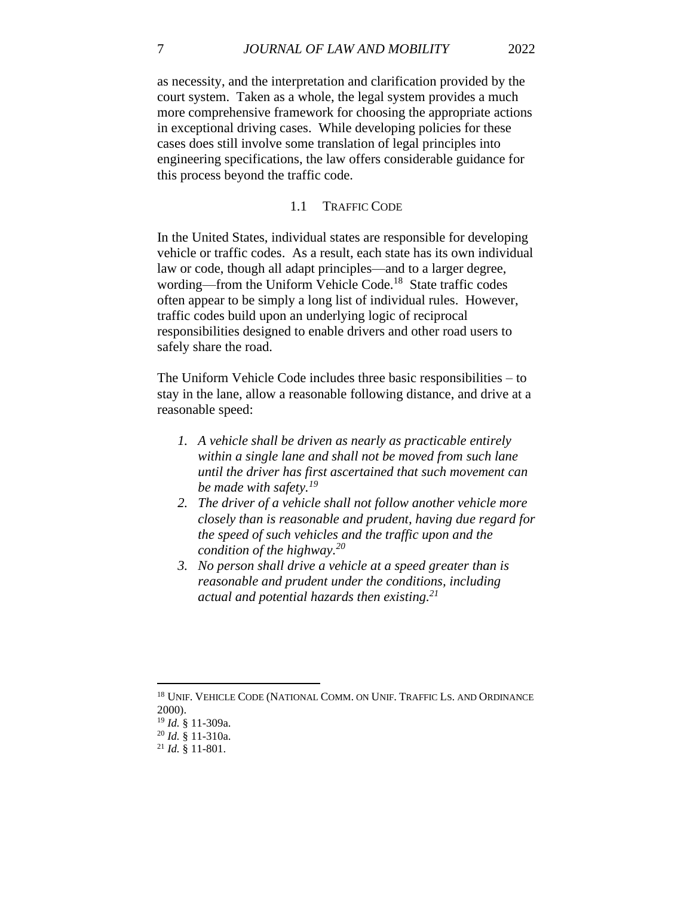as necessity, and the interpretation and clarification provided by the court system. Taken as a whole, the legal system provides a much more comprehensive framework for choosing the appropriate actions in exceptional driving cases. While developing policies for these cases does still involve some translation of legal principles into engineering specifications, the law offers considerable guidance for this process beyond the traffic code.

### 1.1 TRAFFIC CODE

In the United States, individual states are responsible for developing vehicle or traffic codes. As a result, each state has its own individual law or code, though all adapt principles—and to a larger degree, wording—from the Uniform Vehicle Code.[18] State traffic codes often appear to be simply a long list of individual rules. However, traffic codes build upon an underlying logic of reciprocal responsibilities designed to enable drivers and other road users to safely share the road.

The Uniform Vehicle Code includes three basic responsibilities – to stay in the lane, allow a reasonable following distance, and drive at a reasonable speed:

1. *A vehicle shall be driven as nearly as practicable entirely within a single lane and shall not be moved from such lane until the driver has first ascertained that such movement can be made with safety.*[19]
2. *The driver of a vehicle shall not follow another vehicle more closely than is reasonable and prudent, having due regard for the speed of such vehicles and the traffic upon and the condition of the highway.*[20]
3. *No person shall drive a vehicle at a speed greater than is reasonable and prudent under the conditions, including actual and potential hazards then existing.*[21]

---

[18] UNIF. VEHICLE CODE (NATIONAL COMM. ON UNIF. TRAFFIC LS. AND ORDINANCE 2000).
[19] *Id.* § 11-309a.
[20] *Id.* § 11-310a.
[21] *Id.* § 11-801.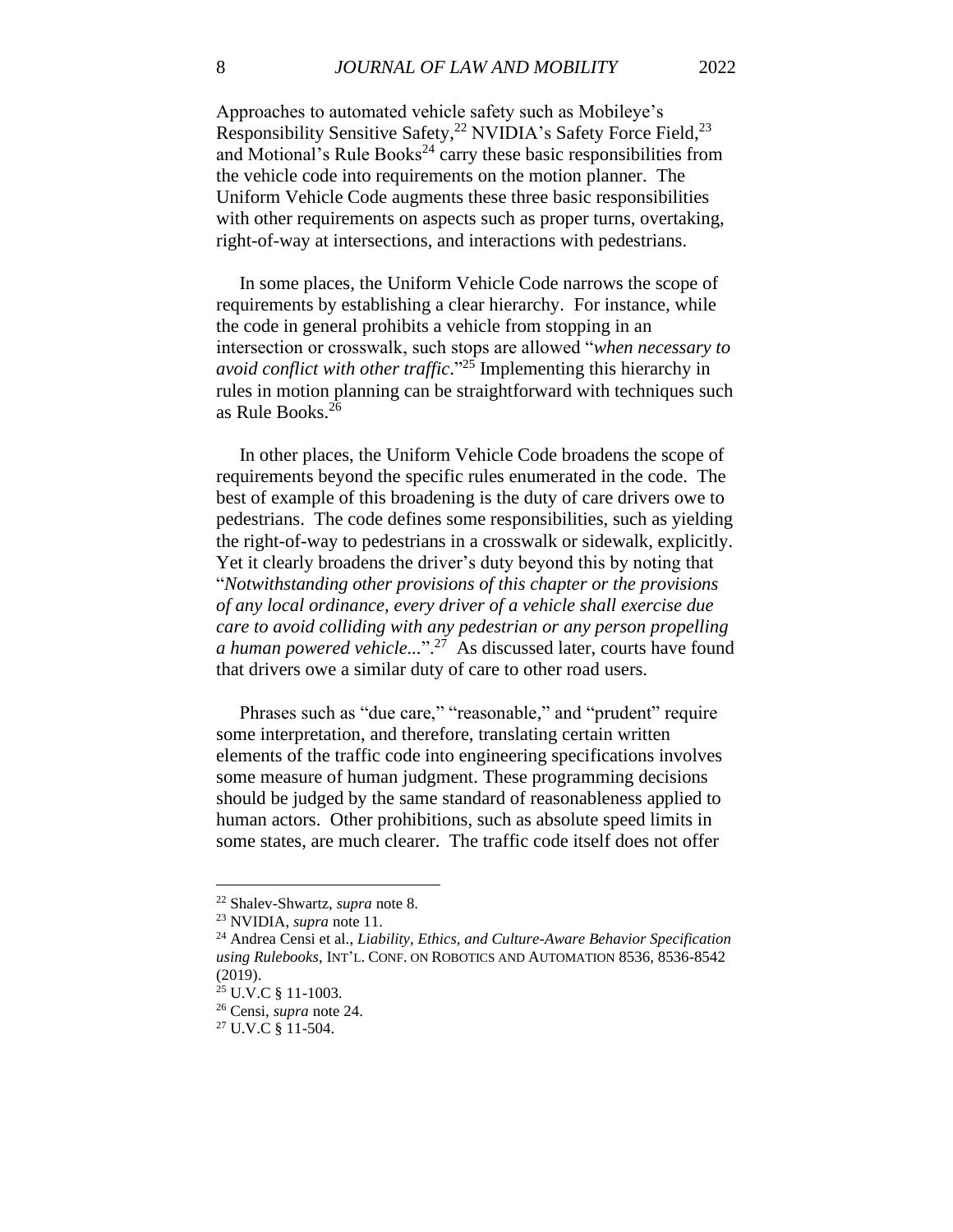Approaches to automated vehicle safety such as Mobileye's Responsibility Sensitive Safety,[22] NVIDIA's Safety Force Field,[23] and Motional's Rule Books[24] carry these basic responsibilities from the vehicle code into requirements on the motion planner. The Uniform Vehicle Code augments these three basic responsibilities with other requirements on aspects such as proper turns, overtaking, right-of-way at intersections, and interactions with pedestrians.

In some places, the Uniform Vehicle Code narrows the scope of requirements by establishing a clear hierarchy. For instance, while the code in general prohibits a vehicle from stopping in an intersection or crosswalk, such stops are allowed "*when necessary to avoid conflict with other traffic.*"[25] Implementing this hierarchy in rules in motion planning can be straightforward with techniques such as Rule Books.[26]

In other places, the Uniform Vehicle Code broadens the scope of requirements beyond the specific rules enumerated in the code. The best of example of this broadening is the duty of care drivers owe to pedestrians. The code defines some responsibilities, such as yielding the right-of-way to pedestrians in a crosswalk or sidewalk, explicitly. Yet it clearly broadens the driver's duty beyond this by noting that "*Notwithstanding other provisions of this chapter or the provisions of any local ordinance, every driver of a vehicle shall exercise due care to avoid colliding with any pedestrian or any person propelling a human powered vehicle...*".[27] As discussed later, courts have found that drivers owe a similar duty of care to other road users.

Phrases such as "due care," "reasonable," and "prudent" require some interpretation, and therefore, translating certain written elements of the traffic code into engineering specifications involves some measure of human judgment. These programming decisions should be judged by the same standard of reasonableness applied to human actors. Other prohibitions, such as absolute speed limits in some states, are much clearer. The traffic code itself does not offer

---

[22] Shalev-Shwartz, *supra* note 8.

[23] NVIDIA, *supra* note 11.

[24] Andrea Censi et al., *Liability, Ethics, and Culture-Aware Behavior Specification using Rulebooks*, INT'L. CONF. ON ROBOTICS AND AUTOMATION 8536, 8536-8542 (2019).

[25] U.V.C § 11-1003.

[26] Censi, *supra* note 24.

[27] U.V.C § 11-504.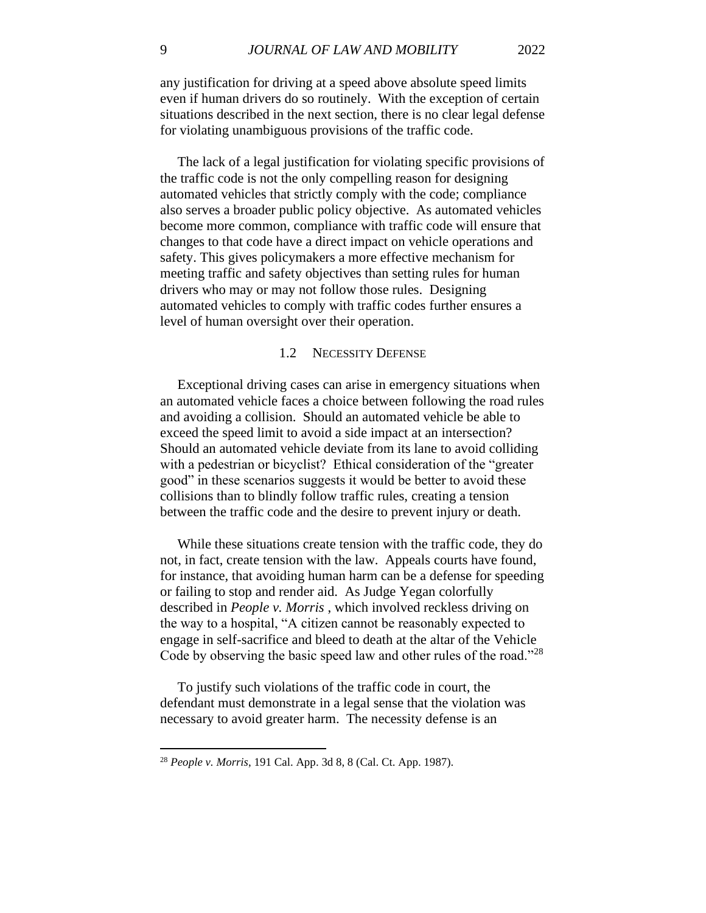any justification for driving at a speed above absolute speed limits even if human drivers do so routinely. With the exception of certain situations described in the next section, there is no clear legal defense for violating unambiguous provisions of the traffic code.

The lack of a legal justification for violating specific provisions of the traffic code is not the only compelling reason for designing automated vehicles that strictly comply with the code; compliance also serves a broader public policy objective. As automated vehicles become more common, compliance with traffic code will ensure that changes to that code have a direct impact on vehicle operations and safety. This gives policymakers a more effective mechanism for meeting traffic and safety objectives than setting rules for human drivers who may or may not follow those rules. Designing automated vehicles to comply with traffic codes further ensures a level of human oversight over their operation.

### 1.2 Necessity Defense

Exceptional driving cases can arise in emergency situations when an automated vehicle faces a choice between following the road rules and avoiding a collision. Should an automated vehicle be able to exceed the speed limit to avoid a side impact at an intersection? Should an automated vehicle deviate from its lane to avoid colliding with a pedestrian or bicyclist? Ethical consideration of the "greater good" in these scenarios suggests it would be better to avoid these collisions than to blindly follow traffic rules, creating a tension between the traffic code and the desire to prevent injury or death.

While these situations create tension with the traffic code, they do not, in fact, create tension with the law. Appeals courts have found, for instance, that avoiding human harm can be a defense for speeding or failing to stop and render aid. As Judge Yegan colorfully described in *People v. Morris* , which involved reckless driving on the way to a hospital, "A citizen cannot be reasonably expected to engage in self-sacrifice and bleed to death at the altar of the Vehicle Code by observing the basic speed law and other rules of the road."[28]

To justify such violations of the traffic code in court, the defendant must demonstrate in a legal sense that the violation was necessary to avoid greater harm. The necessity defense is an

---

[28] *People v. Morris*, 191 Cal. App. 3d 8, 8 (Cal. Ct. App. 1987).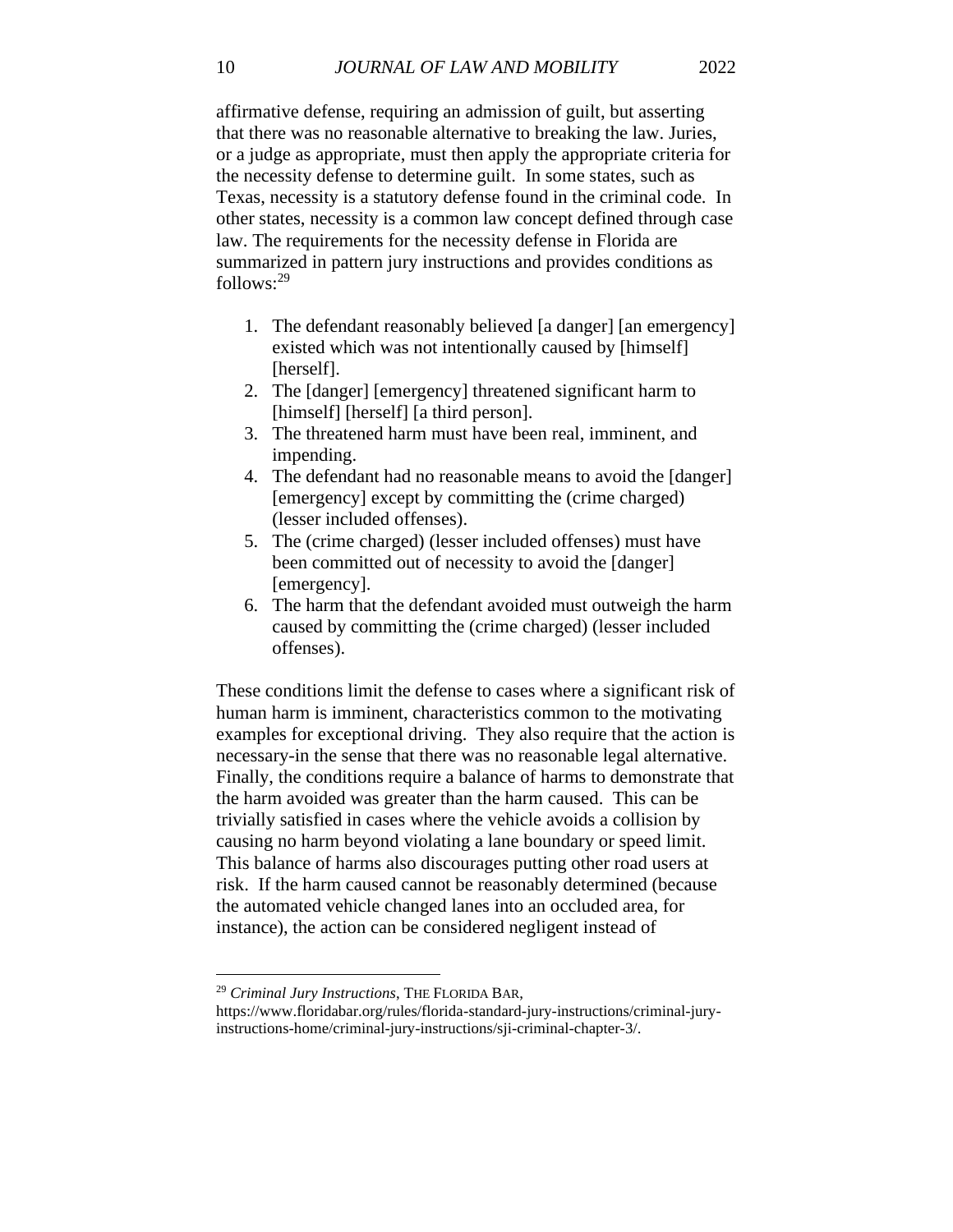affirmative defense, requiring an admission of guilt, but asserting that there was no reasonable alternative to breaking the law. Juries, or a judge as appropriate, must then apply the appropriate criteria for the necessity defense to determine guilt. In some states, such as Texas, necessity is a statutory defense found in the criminal code. In other states, necessity is a common law concept defined through case law. The requirements for the necessity defense in Florida are summarized in pattern jury instructions and provides conditions as follows:[29]

1. The defendant reasonably believed [a danger] [an emergency] existed which was not intentionally caused by [himself] [herself].
2. The [danger] [emergency] threatened significant harm to [himself] [herself] [a third person].
3. The threatened harm must have been real, imminent, and impending.
4. The defendant had no reasonable means to avoid the [danger] [emergency] except by committing the (crime charged) (lesser included offenses).
5. The (crime charged) (lesser included offenses) must have been committed out of necessity to avoid the [danger] [emergency].
6. The harm that the defendant avoided must outweigh the harm caused by committing the (crime charged) (lesser included offenses).

These conditions limit the defense to cases where a significant risk of human harm is imminent, characteristics common to the motivating examples for exceptional driving. They also require that the action is necessary-in the sense that there was no reasonable legal alternative. Finally, the conditions require a balance of harms to demonstrate that the harm avoided was greater than the harm caused. This can be trivially satisfied in cases where the vehicle avoids a collision by causing no harm beyond violating a lane boundary or speed limit. This balance of harms also discourages putting other road users at risk. If the harm caused cannot be reasonably determined (because the automated vehicle changed lanes into an occluded area, for instance), the action can be considered negligent instead of

---

[29] *Criminal Jury Instructions*, THE FLORIDA BAR, https://www.floridabar.org/rules/florida-standard-jury-instructions/criminal-jury-instructions-home/criminal-jury-instructions/sji-criminal-chapter-3/.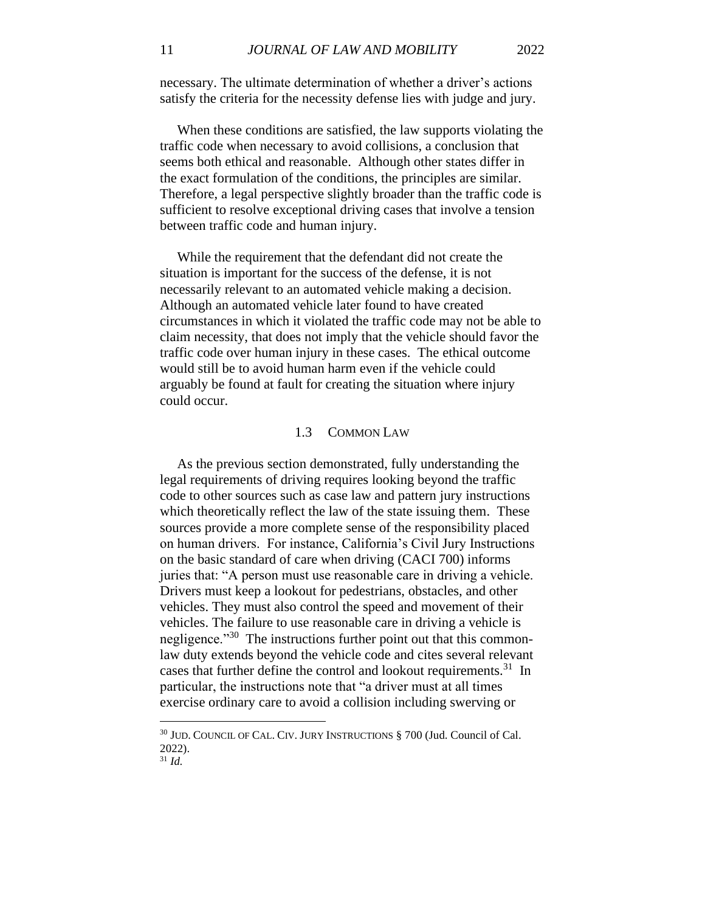necessary. The ultimate determination of whether a driver's actions satisfy the criteria for the necessity defense lies with judge and jury.

When these conditions are satisfied, the law supports violating the traffic code when necessary to avoid collisions, a conclusion that seems both ethical and reasonable. Although other states differ in the exact formulation of the conditions, the principles are similar. Therefore, a legal perspective slightly broader than the traffic code is sufficient to resolve exceptional driving cases that involve a tension between traffic code and human injury.

While the requirement that the defendant did not create the situation is important for the success of the defense, it is not necessarily relevant to an automated vehicle making a decision. Although an automated vehicle later found to have created circumstances in which it violated the traffic code may not be able to claim necessity, that does not imply that the vehicle should favor the traffic code over human injury in these cases. The ethical outcome would still be to avoid human harm even if the vehicle could arguably be found at fault for creating the situation where injury could occur.

### 1.3 COMMON LAW

As the previous section demonstrated, fully understanding the legal requirements of driving requires looking beyond the traffic code to other sources such as case law and pattern jury instructions which theoretically reflect the law of the state issuing them. These sources provide a more complete sense of the responsibility placed on human drivers. For instance, California's Civil Jury Instructions on the basic standard of care when driving (CACI 700) informs juries that: "A person must use reasonable care in driving a vehicle. Drivers must keep a lookout for pedestrians, obstacles, and other vehicles. They must also control the speed and movement of their vehicles. The failure to use reasonable care in driving a vehicle is negligence."[30] The instructions further point out that this common-law duty extends beyond the vehicle code and cites several relevant cases that further define the control and lookout requirements.[31] In particular, the instructions note that "a driver must at all times exercise ordinary care to avoid a collision including swerving or

---

[30] JUD. COUNCIL OF CAL. CIV. JURY INSTRUCTIONS § 700 (Jud. Council of Cal. 2022).

[31] *Id.*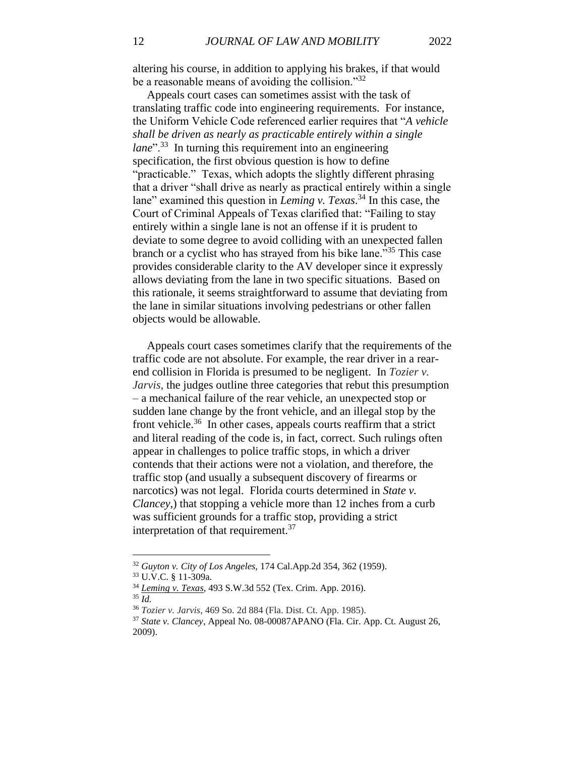altering his course, in addition to applying his brakes, if that would be a reasonable means of avoiding the collision."[32]

Appeals court cases can sometimes assist with the task of translating traffic code into engineering requirements. For instance, the Uniform Vehicle Code referenced earlier requires that "*A vehicle shall be driven as nearly as practicable entirely within a single lane*".[33] In turning this requirement into an engineering specification, the first obvious question is how to define "practicable." Texas, which adopts the slightly different phrasing that a driver "shall drive as nearly as practical entirely within a single lane" examined this question in *Leming v. Texas*.[34] In this case, the Court of Criminal Appeals of Texas clarified that: "Failing to stay entirely within a single lane is not an offense if it is prudent to deviate to some degree to avoid colliding with an unexpected fallen branch or a cyclist who has strayed from his bike lane."[35] This case provides considerable clarity to the AV developer since it expressly allows deviating from the lane in two specific situations. Based on this rationale, it seems straightforward to assume that deviating from the lane in similar situations involving pedestrians or other fallen objects would be allowable.

Appeals court cases sometimes clarify that the requirements of the traffic code are not absolute. For example, the rear driver in a rear-end collision in Florida is presumed to be negligent. In *Tozier v. Jarvis*, the judges outline three categories that rebut this presumption – a mechanical failure of the rear vehicle, an unexpected stop or sudden lane change by the front vehicle, and an illegal stop by the front vehicle.[36] In other cases, appeals courts reaffirm that a strict and literal reading of the code is, in fact, correct. Such rulings often appear in challenges to police traffic stops, in which a driver contends that their actions were not a violation, and therefore, the traffic stop (and usually a subsequent discovery of firearms or narcotics) was not legal. Florida courts determined in *State v. Clancey*,) that stopping a vehicle more than 12 inches from a curb was sufficient grounds for a traffic stop, providing a strict interpretation of that requirement.[37]

---

[32] *Guyton v. City of Los Angeles*, 174 Cal.App.2d 354, 362 (1959).

[33] U.V.C. § 11-309a.

[34] *Leming v. Texas*, 493 S.W.3d 552 (Tex. Crim. App. 2016).

[35] *Id.*

[36] *Tozier v. Jarvis*, 469 So. 2d 884 (Fla. Dist. Ct. App. 1985).

[37] *State v. Clancey*, Appeal No. 08-00087APANO (Fla. Cir. App. Ct. August 26, 2009).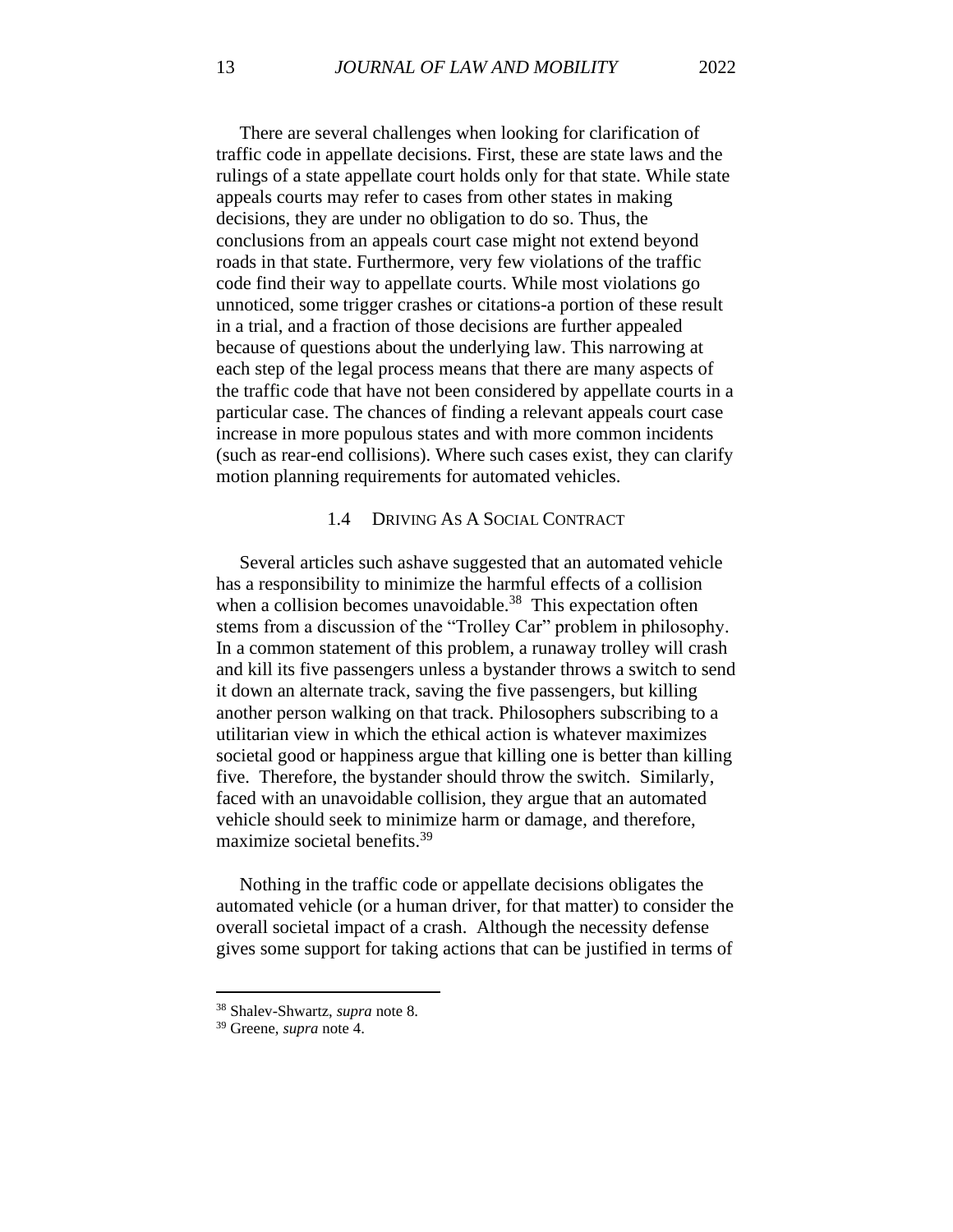There are several challenges when looking for clarification of traffic code in appellate decisions. First, these are state laws and the rulings of a state appellate court holds only for that state. While state appeals courts may refer to cases from other states in making decisions, they are under no obligation to do so. Thus, the conclusions from an appeals court case might not extend beyond roads in that state. Furthermore, very few violations of the traffic code find their way to appellate courts. While most violations go unnoticed, some trigger crashes or citations-a portion of these result in a trial, and a fraction of those decisions are further appealed because of questions about the underlying law. This narrowing at each step of the legal process means that there are many aspects of the traffic code that have not been considered by appellate courts in a particular case. The chances of finding a relevant appeals court case increase in more populous states and with more common incidents (such as rear-end collisions). Where such cases exist, they can clarify motion planning requirements for automated vehicles.

### 1.4 Driving As A Social Contract

Several articles such ashave suggested that an automated vehicle has a responsibility to minimize the harmful effects of a collision when a collision becomes unavoidable.[38] This expectation often stems from a discussion of the "Trolley Car" problem in philosophy. In a common statement of this problem, a runaway trolley will crash and kill its five passengers unless a bystander throws a switch to send it down an alternate track, saving the five passengers, but killing another person walking on that track. Philosophers subscribing to a utilitarian view in which the ethical action is whatever maximizes societal good or happiness argue that killing one is better than killing five. Therefore, the bystander should throw the switch. Similarly, faced with an unavoidable collision, they argue that an automated vehicle should seek to minimize harm or damage, and therefore, maximize societal benefits.[39]

Nothing in the traffic code or appellate decisions obligates the automated vehicle (or a human driver, for that matter) to consider the overall societal impact of a crash. Although the necessity defense gives some support for taking actions that can be justified in terms of

---

[38] Shalev-Shwartz, *supra* note 8.

[39] Greene, *supra* note 4.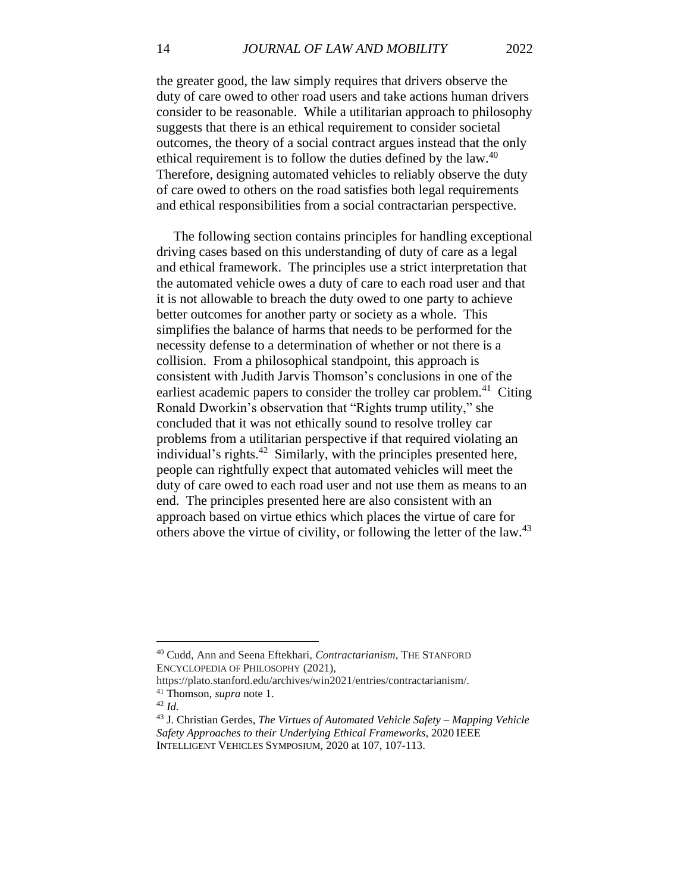the greater good, the law simply requires that drivers observe the duty of care owed to other road users and take actions human drivers consider to be reasonable. While a utilitarian approach to philosophy suggests that there is an ethical requirement to consider societal outcomes, the theory of a social contract argues instead that the only ethical requirement is to follow the duties defined by the law.[40] Therefore, designing automated vehicles to reliably observe the duty of care owed to others on the road satisfies both legal requirements and ethical responsibilities from a social contractarian perspective.

The following section contains principles for handling exceptional driving cases based on this understanding of duty of care as a legal and ethical framework. The principles use a strict interpretation that the automated vehicle owes a duty of care to each road user and that it is not allowable to breach the duty owed to one party to achieve better outcomes for another party or society as a whole. This simplifies the balance of harms that needs to be performed for the necessity defense to a determination of whether or not there is a collision. From a philosophical standpoint, this approach is consistent with Judith Jarvis Thomson's conclusions in one of the earliest academic papers to consider the trolley car problem.[41] Citing Ronald Dworkin's observation that "Rights trump utility," she concluded that it was not ethically sound to resolve trolley car problems from a utilitarian perspective if that required violating an individual's rights.[42] Similarly, with the principles presented here, people can rightfully expect that automated vehicles will meet the duty of care owed to each road user and not use them as means to an end. The principles presented here are also consistent with an approach based on virtue ethics which places the virtue of care for others above the virtue of civility, or following the letter of the law.[43]

---

[40] Cudd, Ann and Seena Eftekhari, *Contractarianism*, THE STANFORD ENCYCLOPEDIA OF PHILOSOPHY (2021), https://plato.stanford.edu/archives/win2021/entries/contractarianism/.

[41] Thomson, *supra* note 1.

[42] *Id.*

[43] J. Christian Gerdes, *The Virtues of Automated Vehicle Safety – Mapping Vehicle Safety Approaches to their Underlying Ethical Frameworks*, 2020 IEEE INTELLIGENT VEHICLES SYMPOSIUM, 2020 at 107, 107-113.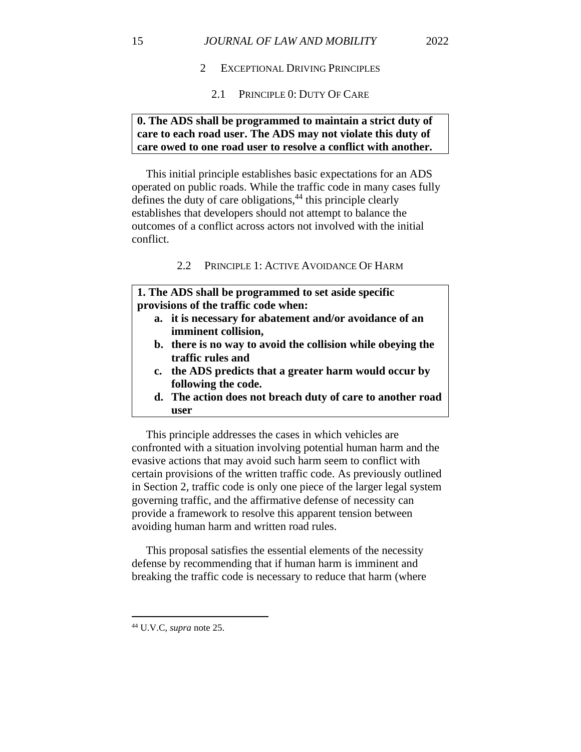## 2 EXCEPTIONAL DRIVING PRINCIPLES

### 2.1 PRINCIPLE 0: DUTY OF CARE

**0. The ADS shall be programmed to maintain a strict duty of care to each road user. The ADS may not violate this duty of care owed to one road user to resolve a conflict with another.**

This initial principle establishes basic expectations for an ADS operated on public roads. While the traffic code in many cases fully defines the duty of care obligations,[44] this principle clearly establishes that developers should not attempt to balance the outcomes of a conflict across actors not involved with the initial conflict.

### 2.2 PRINCIPLE 1: ACTIVE AVOIDANCE OF HARM

**1. The ADS shall be programmed to set aside specific provisions of the traffic code when:**

- **a. it is necessary for abatement and/or avoidance of an imminent collision,**
- **b. there is no way to avoid the collision while obeying the traffic rules and**
- **c. the ADS predicts that a greater harm would occur by following the code.**
- **d. The action does not breach duty of care to another road user**

This principle addresses the cases in which vehicles are confronted with a situation involving potential human harm and the evasive actions that may avoid such harm seem to conflict with certain provisions of the written traffic code. As previously outlined in Section 2, traffic code is only one piece of the larger legal system governing traffic, and the affirmative defense of necessity can provide a framework to resolve this apparent tension between avoiding human harm and written road rules.

This proposal satisfies the essential elements of the necessity defense by recommending that if human harm is imminent and breaking the traffic code is necessary to reduce that harm (where

---

[44] U.V.C, *supra* note 25.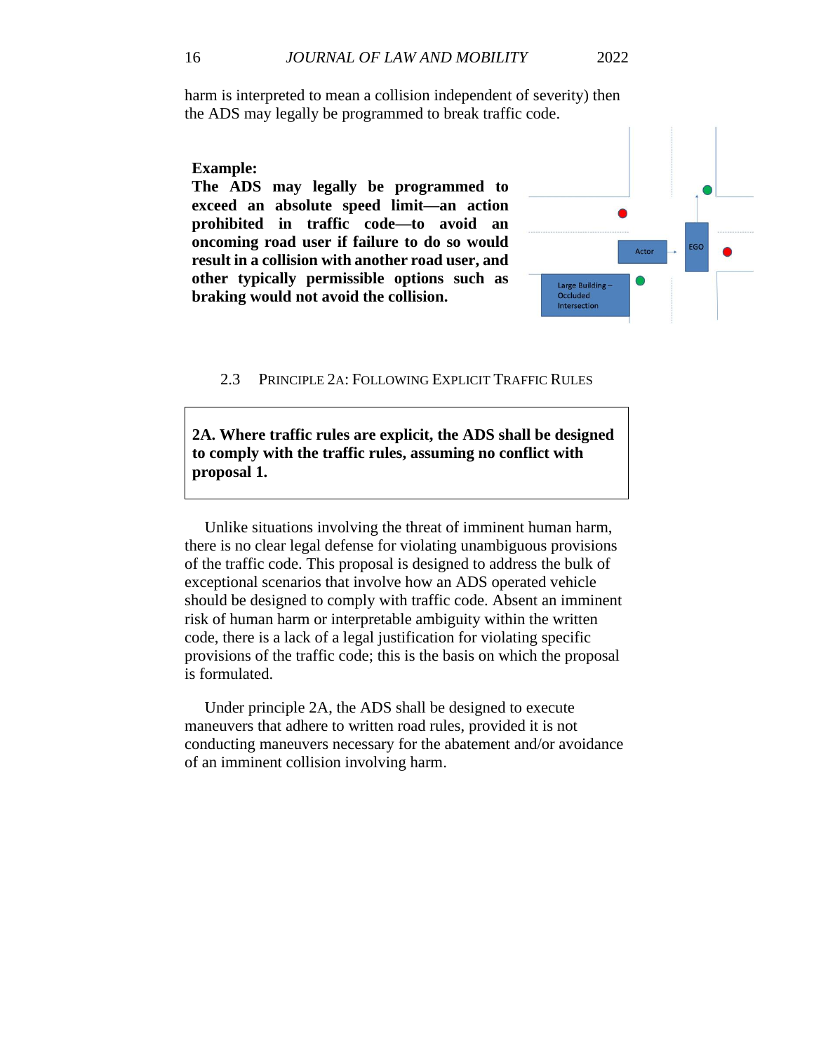harm is interpreted to mean a collision independent of severity) then the ADS may legally be programmed to break traffic code.

**Example:**
**The ADS may legally be programmed to exceed an absolute speed limit—an action prohibited in traffic code—to avoid an oncoming road user if failure to do so would result in a collision with another road user, and other typically permissible options such as braking would not avoid the collision.**

### 2.3 PRINCIPLE 2A: FOLLOWING EXPLICIT TRAFFIC RULES

**2A. Where traffic rules are explicit, the ADS shall be designed to comply with the traffic rules, assuming no conflict with proposal 1.**

Unlike situations involving the threat of imminent human harm, there is no clear legal defense for violating unambiguous provisions of the traffic code. This proposal is designed to address the bulk of exceptional scenarios that involve how an ADS operated vehicle should be designed to comply with traffic code. Absent an imminent risk of human harm or interpretable ambiguity within the written code, there is a lack of a legal justification for violating specific provisions of the traffic code; this is the basis on which the proposal is formulated.

Under principle 2A, the ADS shall be designed to execute maneuvers that adhere to written road rules, provided it is not conducting maneuvers necessary for the abatement and/or avoidance of an imminent collision involving harm.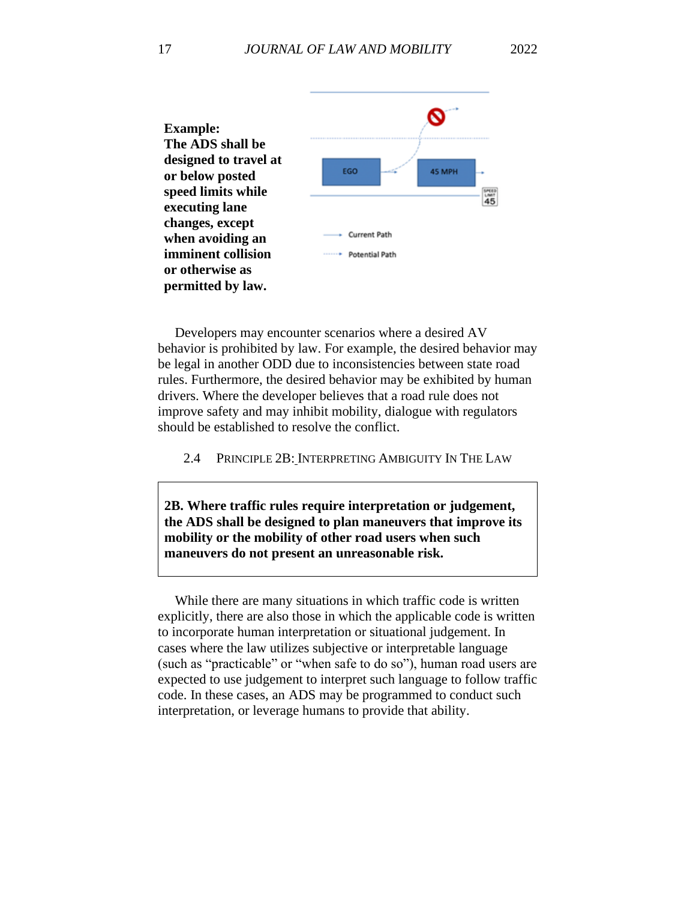**Example:**
**The ADS shall be designed to travel at or below posted speed limits while executing lane changes, except when avoiding an imminent collision or otherwise as permitted by law.**

EGO

45 MPH

SPEED LIMIT 45

Current Path

Potential Path

Developers may encounter scenarios where a desired AV behavior is prohibited by law. For example, the desired behavior may be legal in another ODD due to inconsistencies between state road rules. Furthermore, the desired behavior may be exhibited by human drivers. Where the developer believes that a road rule does not improve safety and may inhibit mobility, dialogue with regulators should be established to resolve the conflict.

### 2.4 Principle 2B: Interpreting Ambiguity In The Law

**2B. Where traffic rules require interpretation or judgement, the ADS shall be designed to plan maneuvers that improve its mobility or the mobility of other road users when such maneuvers do not present an unreasonable risk.**

While there are many situations in which traffic code is written explicitly, there are also those in which the applicable code is written to incorporate human interpretation or situational judgement. In cases where the law utilizes subjective or interpretable language (such as "practicable" or "when safe to do so"), human road users are expected to use judgement to interpret such language to follow traffic code. In these cases, an ADS may be programmed to conduct such interpretation, or leverage humans to provide that ability.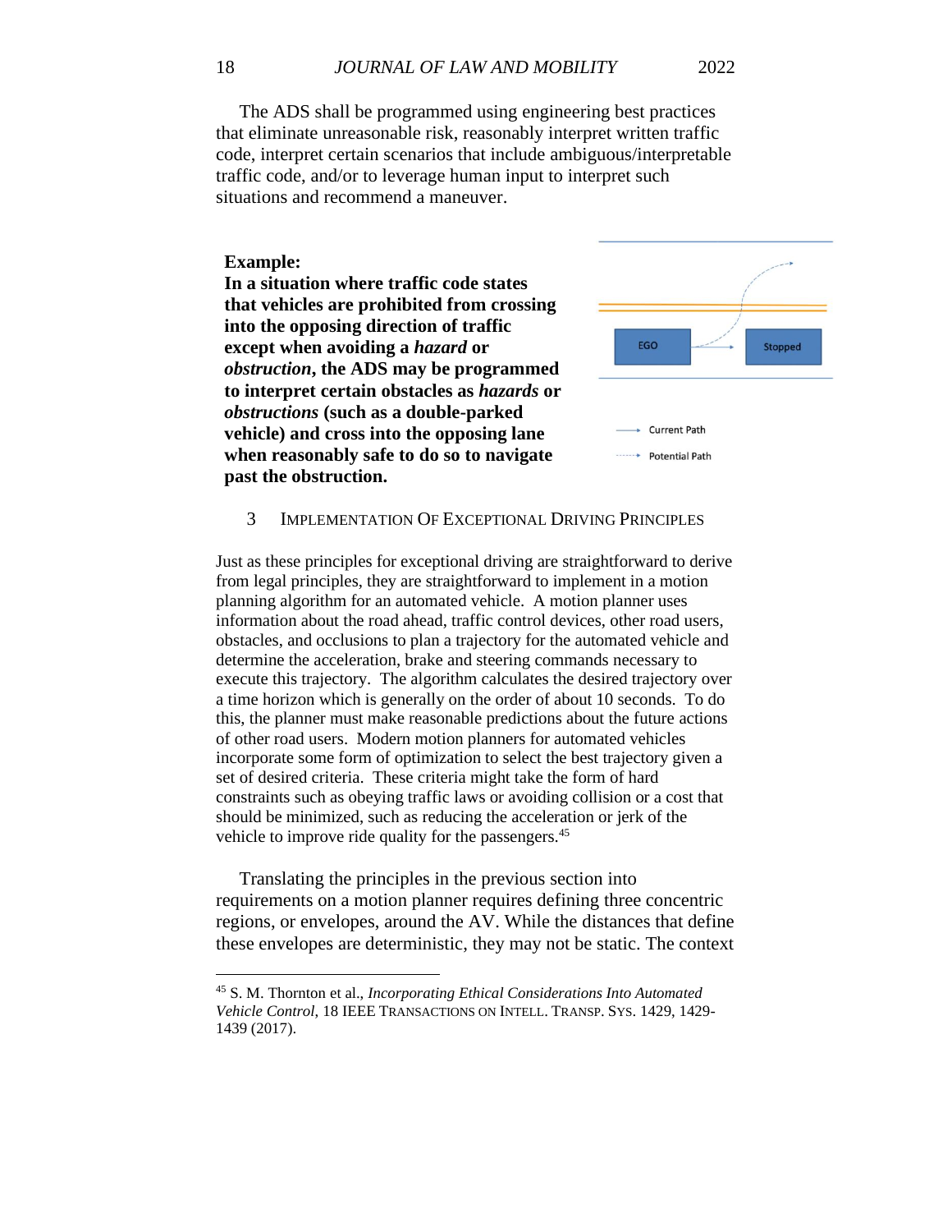The ADS shall be programmed using engineering best practices that eliminate unreasonable risk, reasonably interpret written traffic code, interpret certain scenarios that include ambiguous/interpretable traffic code, and/or to leverage human input to interpret such situations and recommend a maneuver.

**Example:**
**In a situation where traffic code states that vehicles are prohibited from crossing into the opposing direction of traffic except when avoiding a *hazard* or *obstruction*, the ADS may be programmed to interpret certain obstacles as *hazards* or *obstructions* (such as a double-parked vehicle) and cross into the opposing lane when reasonably safe to do so to navigate past the obstruction.**

EGO

Stopped

Current Path

Potential Path

## 3 Implementation Of Exceptional Driving Principles

Just as these principles for exceptional driving are straightforward to derive from legal principles, they are straightforward to implement in a motion planning algorithm for an automated vehicle. A motion planner uses information about the road ahead, traffic control devices, other road users, obstacles, and occlusions to plan a trajectory for the automated vehicle and determine the acceleration, brake and steering commands necessary to execute this trajectory. The algorithm calculates the desired trajectory over a time horizon which is generally on the order of about 10 seconds. To do this, the planner must make reasonable predictions about the future actions of other road users. Modern motion planners for automated vehicles incorporate some form of optimization to select the best trajectory given a set of desired criteria. These criteria might take the form of hard constraints such as obeying traffic laws or avoiding collision or a cost that should be minimized, such as reducing the acceleration or jerk of the vehicle to improve ride quality for the passengers.[45]

Translating the principles in the previous section into requirements on a motion planner requires defining three concentric regions, or envelopes, around the AV. While the distances that define these envelopes are deterministic, they may not be static. The context

---

[45] S. M. Thornton et al., *Incorporating Ethical Considerations Into Automated Vehicle Control*, 18 IEEE Transactions on Intell. Transp. Sys. 1429, 1429-1439 (2017).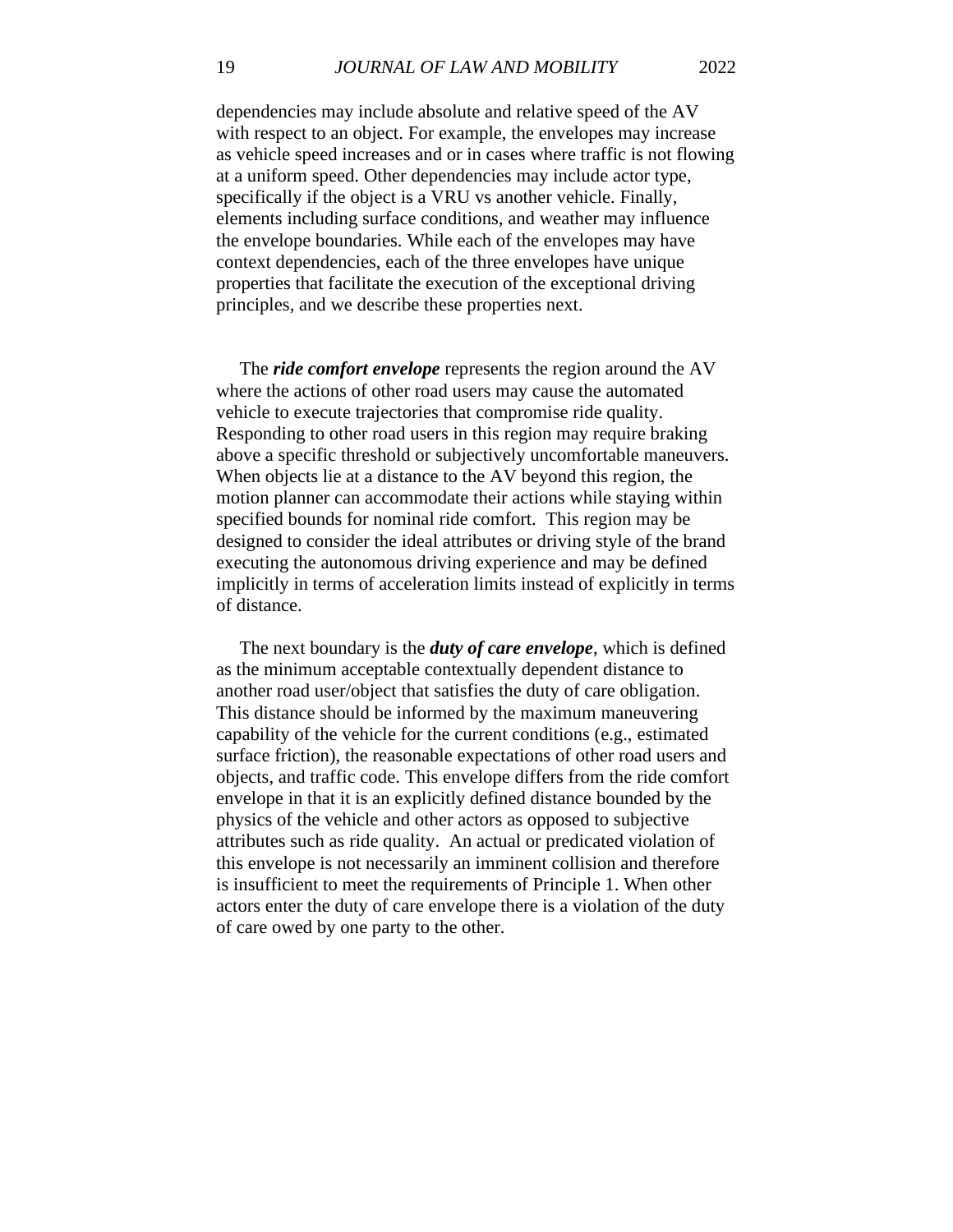dependencies may include absolute and relative speed of the AV with respect to an object. For example, the envelopes may increase as vehicle speed increases and or in cases where traffic is not flowing at a uniform speed. Other dependencies may include actor type, specifically if the object is a VRU vs another vehicle. Finally, elements including surface conditions, and weather may influence the envelope boundaries. While each of the envelopes may have context dependencies, each of the three envelopes have unique properties that facilitate the execution of the exceptional driving principles, and we describe these properties next.

The ***ride comfort envelope*** represents the region around the AV where the actions of other road users may cause the automated vehicle to execute trajectories that compromise ride quality. Responding to other road users in this region may require braking above a specific threshold or subjectively uncomfortable maneuvers. When objects lie at a distance to the AV beyond this region, the motion planner can accommodate their actions while staying within specified bounds for nominal ride comfort. This region may be designed to consider the ideal attributes or driving style of the brand executing the autonomous driving experience and may be defined implicitly in terms of acceleration limits instead of explicitly in terms of distance.

The next boundary is the ***duty of care envelope***, which is defined as the minimum acceptable contextually dependent distance to another road user/object that satisfies the duty of care obligation. This distance should be informed by the maximum maneuvering capability of the vehicle for the current conditions (e.g., estimated surface friction), the reasonable expectations of other road users and objects, and traffic code. This envelope differs from the ride comfort envelope in that it is an explicitly defined distance bounded by the physics of the vehicle and other actors as opposed to subjective attributes such as ride quality. An actual or predicated violation of this envelope is not necessarily an imminent collision and therefore is insufficient to meet the requirements of Principle 1. When other actors enter the duty of care envelope there is a violation of the duty of care owed by one party to the other.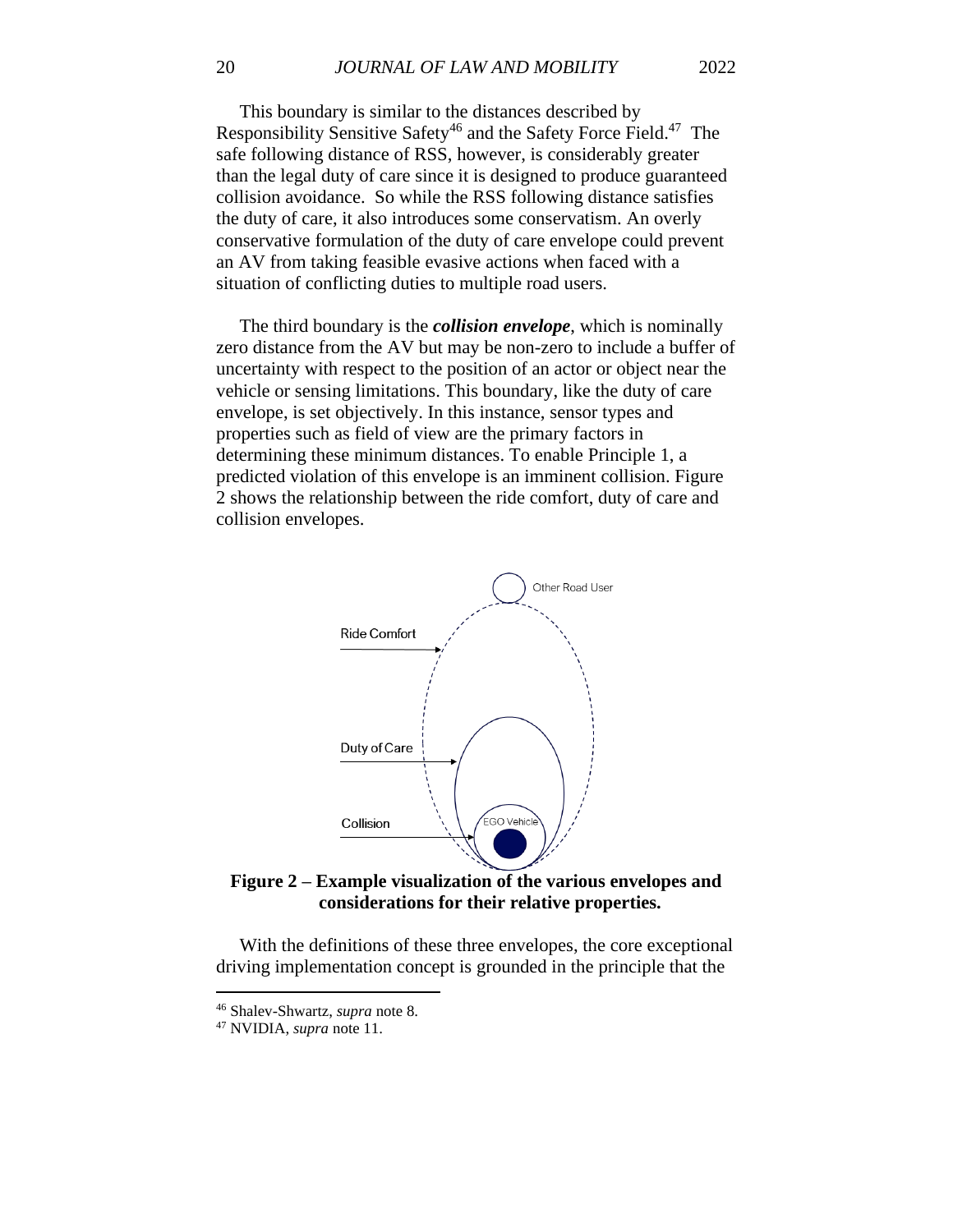This boundary is similar to the distances described by Responsibility Sensitive Safety[46] and the Safety Force Field.[47] The safe following distance of RSS, however, is considerably greater than the legal duty of care since it is designed to produce guaranteed collision avoidance. So while the RSS following distance satisfies the duty of care, it also introduces some conservatism. An overly conservative formulation of the duty of care envelope could prevent an AV from taking feasible evasive actions when faced with a situation of conflicting duties to multiple road users.

The third boundary is the ***collision envelope***, which is nominally zero distance from the AV but may be non-zero to include a buffer of uncertainty with respect to the position of an actor or object near the vehicle or sensing limitations. This boundary, like the duty of care envelope, is set objectively. In this instance, sensor types and properties such as field of view are the primary factors in determining these minimum distances. To enable Principle 1, a predicted violation of this envelope is an imminent collision. Figure 2 shows the relationship between the ride comfort, duty of care and collision envelopes.

**Figure 2 – Example visualization of the various envelopes and considerations for their relative properties.**

With the definitions of these three envelopes, the core exceptional driving implementation concept is grounded in the principle that the

---

[46] Shalev-Shwartz, *supra* note 8.

[47] NVIDIA, *supra* note 11.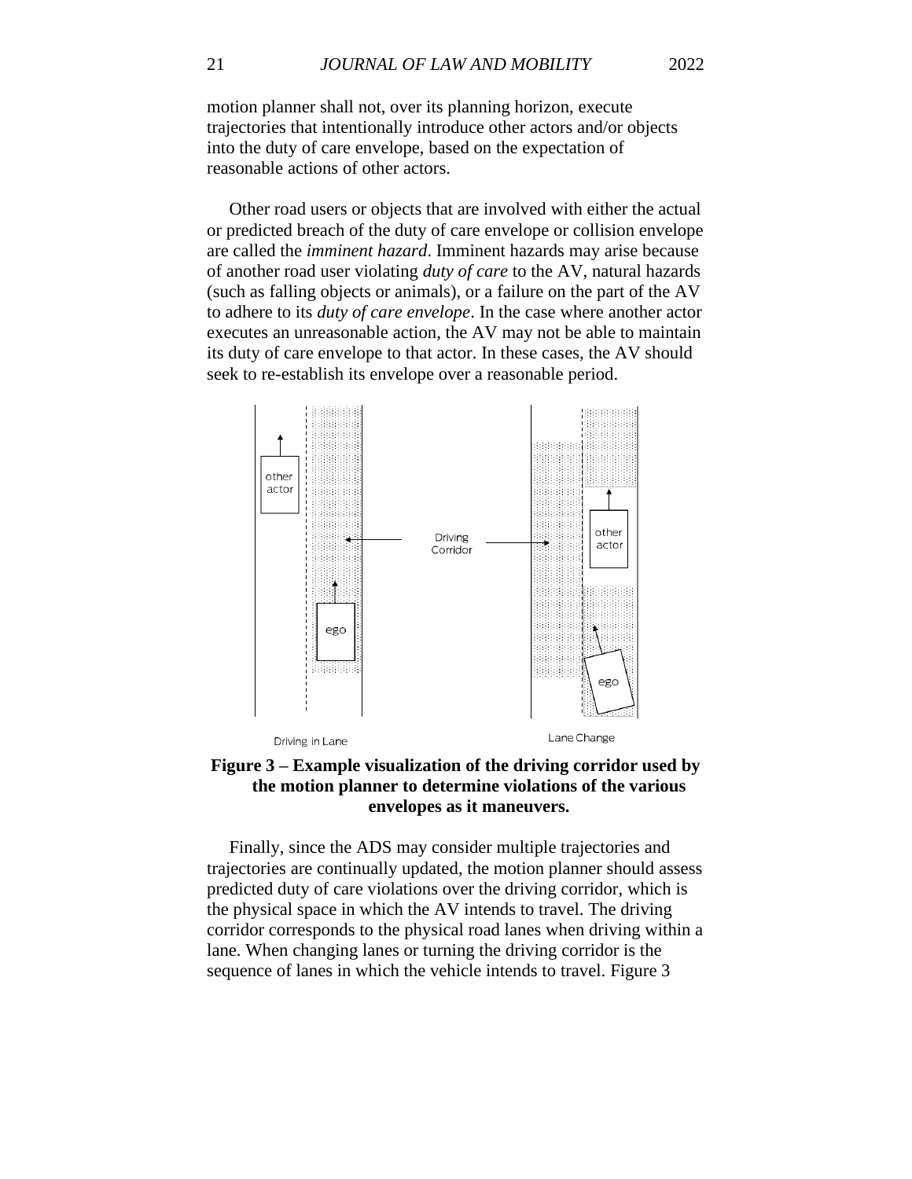motion planner shall not, over its planning horizon, execute trajectories that intentionally introduce other actors and/or objects into the duty of care envelope, based on the expectation of reasonable actions of other actors.

Other road users or objects that are involved with either the actual or predicted breach of the duty of care envelope or collision envelope are called the *imminent hazard*. Imminent hazards may arise because of another road user violating *duty of care* to the AV, natural hazards (such as falling objects or animals), or a failure on the part of the AV to adhere to its *duty of care envelope*. In the case where another actor executes an unreasonable action, the AV may not be able to maintain its duty of care envelope to that actor. In these cases, the AV should seek to re-establish its envelope over a reasonable period.

**Figure 3 – Example visualization of the driving corridor used by the motion planner to determine violations of the various envelopes as it maneuvers.**

Finally, since the ADS may consider multiple trajectories and trajectories are continually updated, the motion planner should assess predicted duty of care violations over the driving corridor, which is the physical space in which the AV intends to travel. The driving corridor corresponds to the physical road lanes when driving within a lane. When changing lanes or turning the driving corridor is the sequence of lanes in which the vehicle intends to travel. Figure 3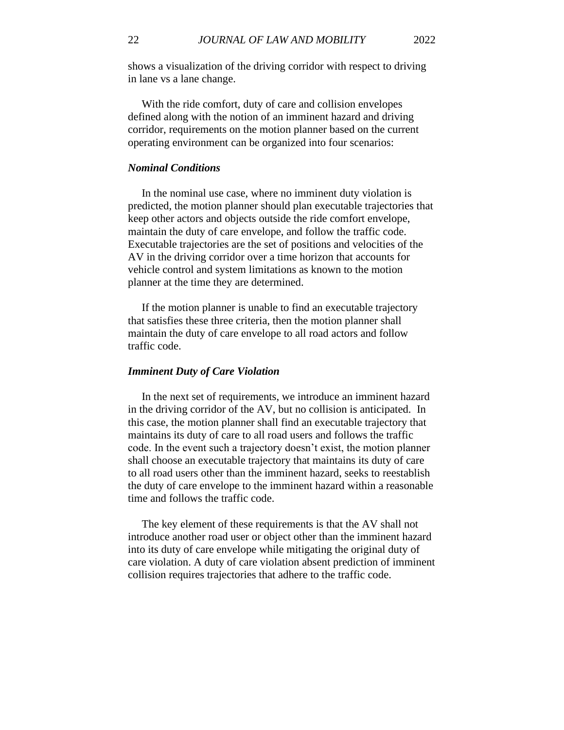shows a visualization of the driving corridor with respect to driving in lane vs a lane change.

With the ride comfort, duty of care and collision envelopes defined along with the notion of an imminent hazard and driving corridor, requirements on the motion planner based on the current operating environment can be organized into four scenarios:

### *Nominal Conditions*

In the nominal use case, where no imminent duty violation is predicted, the motion planner should plan executable trajectories that keep other actors and objects outside the ride comfort envelope, maintain the duty of care envelope, and follow the traffic code. Executable trajectories are the set of positions and velocities of the AV in the driving corridor over a time horizon that accounts for vehicle control and system limitations as known to the motion planner at the time they are determined.

If the motion planner is unable to find an executable trajectory that satisfies these three criteria, then the motion planner shall maintain the duty of care envelope to all road actors and follow traffic code.

### *Imminent Duty of Care Violation*

In the next set of requirements, we introduce an imminent hazard in the driving corridor of the AV, but no collision is anticipated. In this case, the motion planner shall find an executable trajectory that maintains its duty of care to all road users and follows the traffic code. In the event such a trajectory doesn't exist, the motion planner shall choose an executable trajectory that maintains its duty of care to all road users other than the imminent hazard, seeks to reestablish the duty of care envelope to the imminent hazard within a reasonable time and follows the traffic code.

The key element of these requirements is that the AV shall not introduce another road user or object other than the imminent hazard into its duty of care envelope while mitigating the original duty of care violation. A duty of care violation absent prediction of imminent collision requires trajectories that adhere to the traffic code.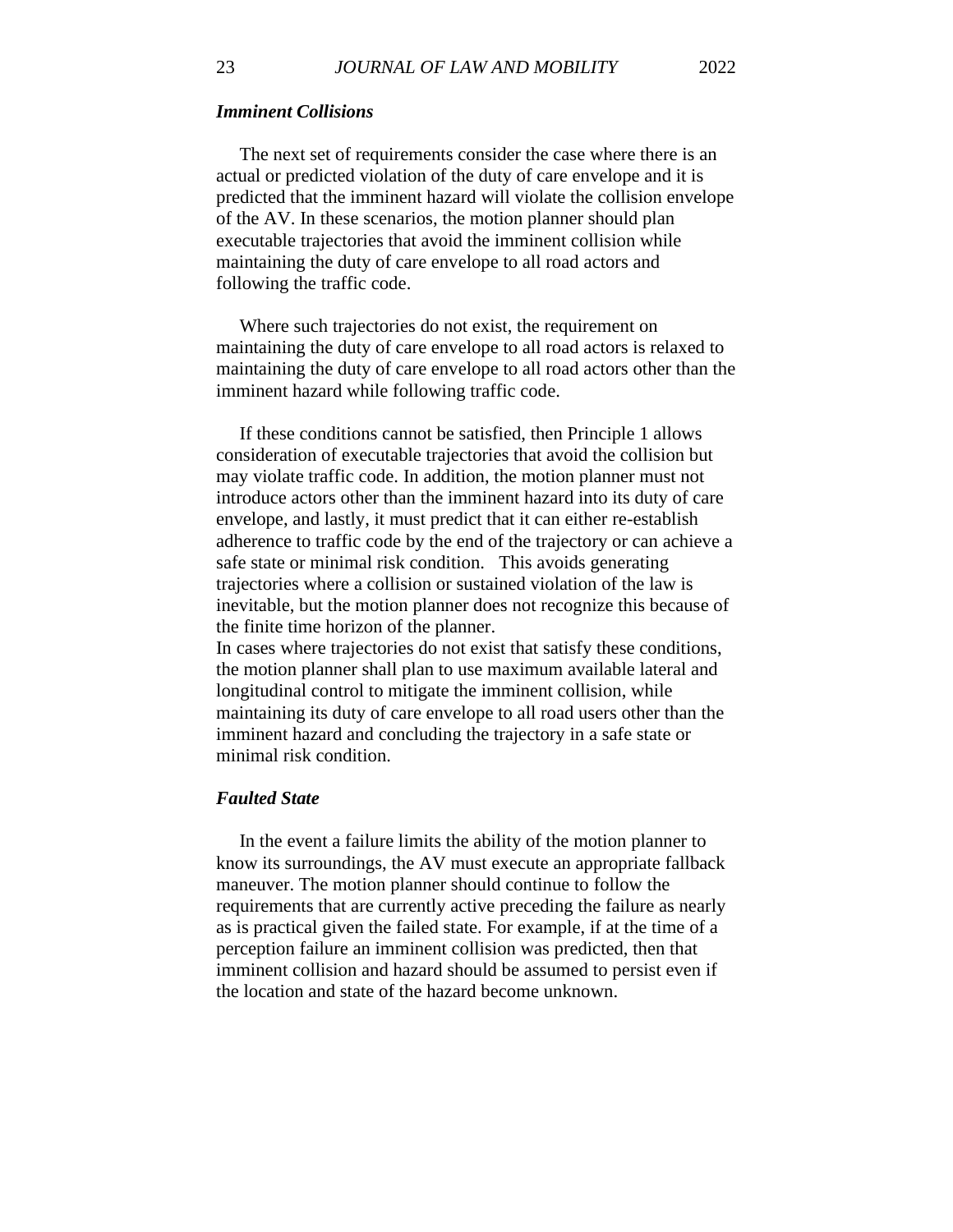### *Imminent Collisions*

The next set of requirements consider the case where there is an actual or predicted violation of the duty of care envelope and it is predicted that the imminent hazard will violate the collision envelope of the AV. In these scenarios, the motion planner should plan executable trajectories that avoid the imminent collision while maintaining the duty of care envelope to all road actors and following the traffic code.

Where such trajectories do not exist, the requirement on maintaining the duty of care envelope to all road actors is relaxed to maintaining the duty of care envelope to all road actors other than the imminent hazard while following traffic code.

If these conditions cannot be satisfied, then Principle 1 allows consideration of executable trajectories that avoid the collision but may violate traffic code. In addition, the motion planner must not introduce actors other than the imminent hazard into its duty of care envelope, and lastly, it must predict that it can either re-establish adherence to traffic code by the end of the trajectory or can achieve a safe state or minimal risk condition. This avoids generating trajectories where a collision or sustained violation of the law is inevitable, but the motion planner does not recognize this because of the finite time horizon of the planner.

In cases where trajectories do not exist that satisfy these conditions, the motion planner shall plan to use maximum available lateral and longitudinal control to mitigate the imminent collision, while maintaining its duty of care envelope to all road users other than the imminent hazard and concluding the trajectory in a safe state or minimal risk condition.

### *Faulted State*

In the event a failure limits the ability of the motion planner to know its surroundings, the AV must execute an appropriate fallback maneuver. The motion planner should continue to follow the requirements that are currently active preceding the failure as nearly as is practical given the failed state. For example, if at the time of a perception failure an imminent collision was predicted, then that imminent collision and hazard should be assumed to persist even if the location and state of the hazard become unknown.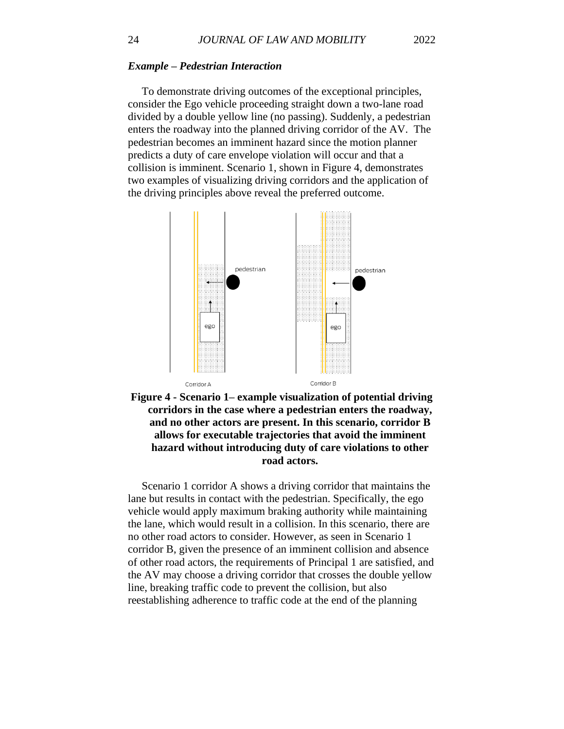***Example – Pedestrian Interaction***

To demonstrate driving outcomes of the exceptional principles, consider the Ego vehicle proceeding straight down a two-lane road divided by a double yellow line (no passing). Suddenly, a pedestrian enters the roadway into the planned driving corridor of the AV. The pedestrian becomes an imminent hazard since the motion planner predicts a duty of care envelope violation will occur and that a collision is imminent. Scenario 1, shown in Figure 4, demonstrates two examples of visualizing driving corridors and the application of the driving principles above reveal the preferred outcome.

**Figure 4 - Scenario 1– example visualization of potential driving corridors in the case where a pedestrian enters the roadway, and no other actors are present. In this scenario, corridor B allows for executable trajectories that avoid the imminent hazard without introducing duty of care violations to other road actors.**

Scenario 1 corridor A shows a driving corridor that maintains the lane but results in contact with the pedestrian. Specifically, the ego vehicle would apply maximum braking authority while maintaining the lane, which would result in a collision. In this scenario, there are no other road actors to consider. However, as seen in Scenario 1 corridor B, given the presence of an imminent collision and absence of other road actors, the requirements of Principal 1 are satisfied, and the AV may choose a driving corridor that crosses the double yellow line, breaking traffic code to prevent the collision, but also reestablishing adherence to traffic code at the end of the planning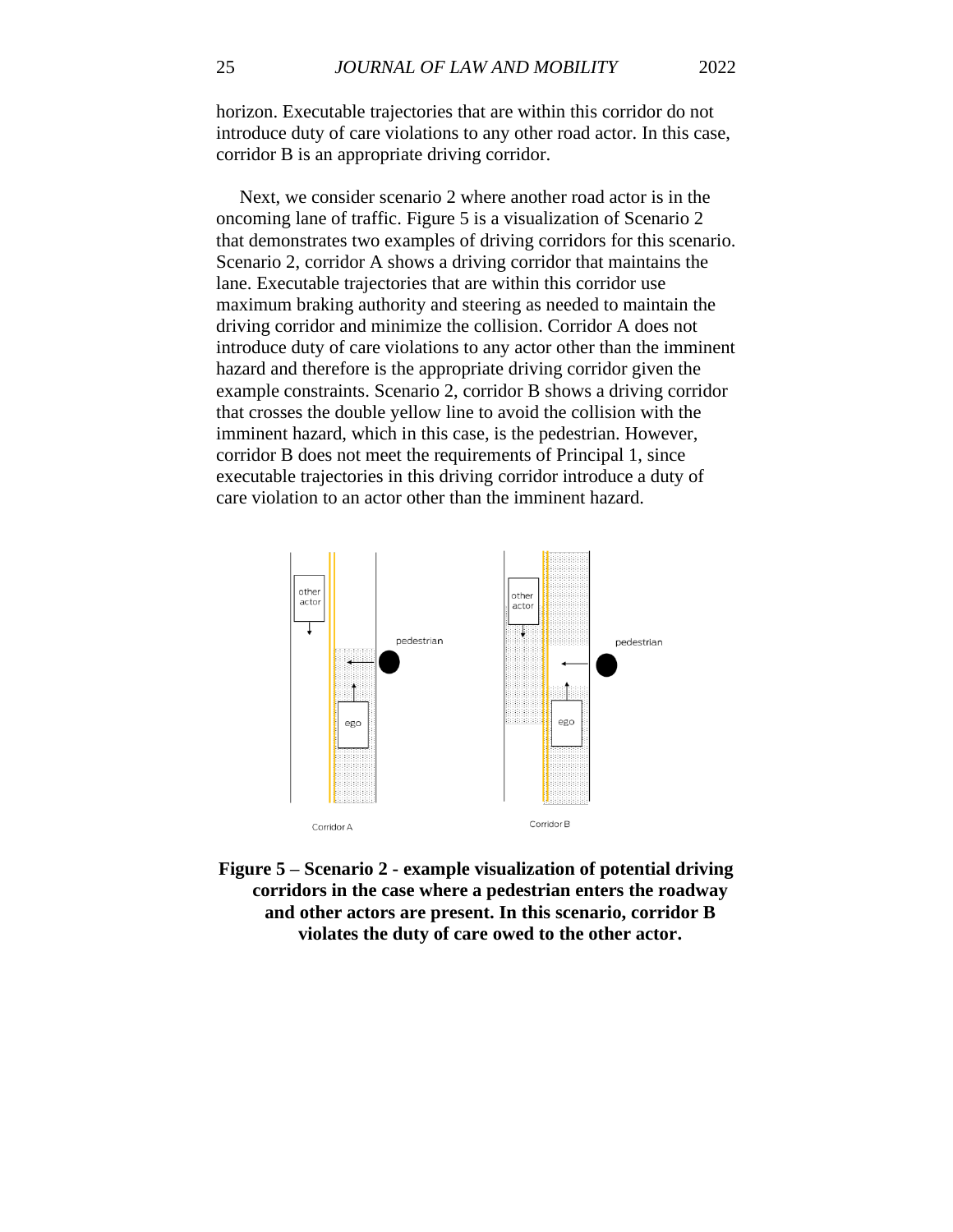horizon. Executable trajectories that are within this corridor do not introduce duty of care violations to any other road actor. In this case, corridor B is an appropriate driving corridor.

Next, we consider scenario 2 where another road actor is in the oncoming lane of traffic. Figure 5 is a visualization of Scenario 2 that demonstrates two examples of driving corridors for this scenario. Scenario 2, corridor A shows a driving corridor that maintains the lane. Executable trajectories that are within this corridor use maximum braking authority and steering as needed to maintain the driving corridor and minimize the collision. Corridor A does not introduce duty of care violations to any actor other than the imminent hazard and therefore is the appropriate driving corridor given the example constraints. Scenario 2, corridor B shows a driving corridor that crosses the double yellow line to avoid the collision with the imminent hazard, which in this case, is the pedestrian. However, corridor B does not meet the requirements of Principal 1, since executable trajectories in this driving corridor introduce a duty of care violation to an actor other than the imminent hazard.

**Figure 5 – Scenario 2 - example visualization of potential driving corridors in the case where a pedestrian enters the roadway and other actors are present. In this scenario, corridor B violates the duty of care owed to the other actor.**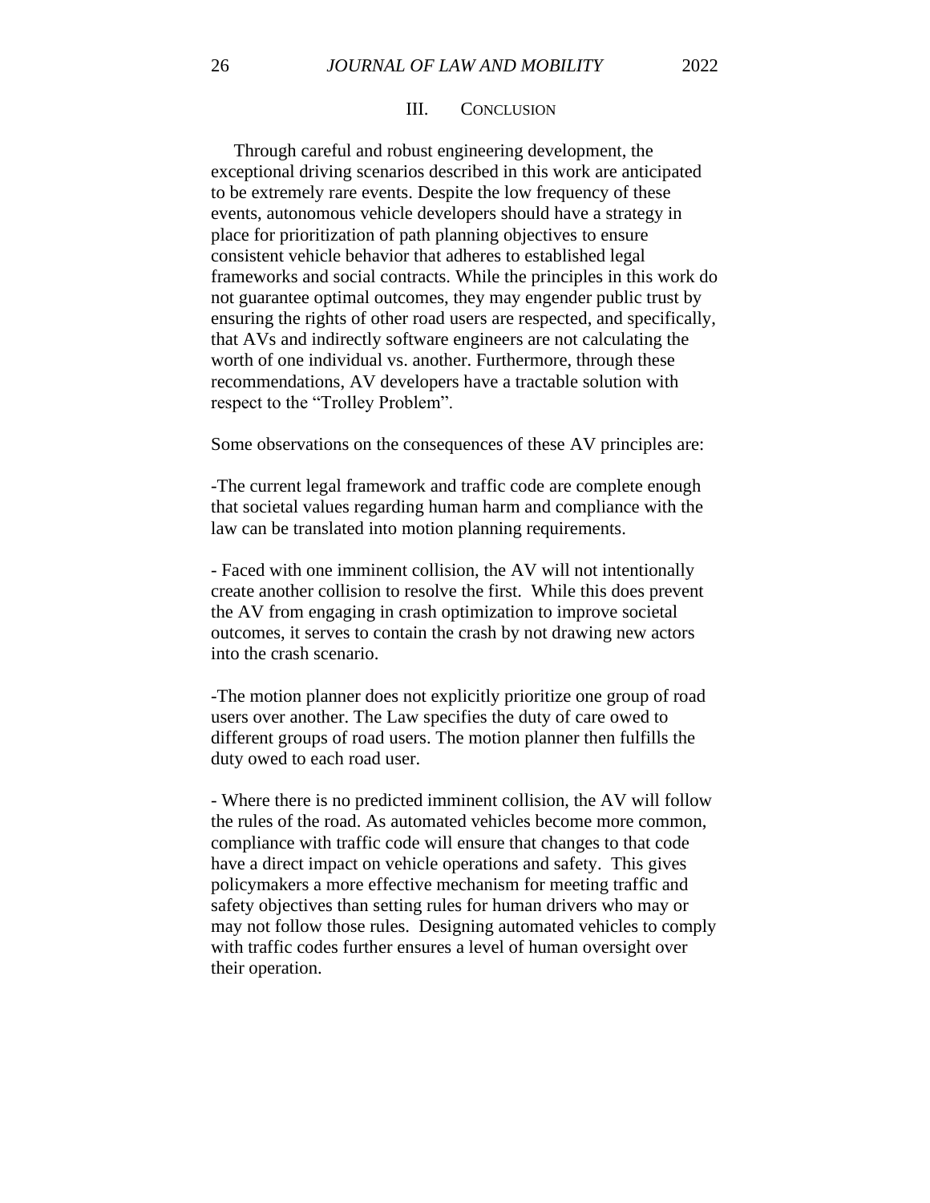## III. CONCLUSION

Through careful and robust engineering development, the exceptional driving scenarios described in this work are anticipated to be extremely rare events. Despite the low frequency of these events, autonomous vehicle developers should have a strategy in place for prioritization of path planning objectives to ensure consistent vehicle behavior that adheres to established legal frameworks and social contracts. While the principles in this work do not guarantee optimal outcomes, they may engender public trust by ensuring the rights of other road users are respected, and specifically, that AVs and indirectly software engineers are not calculating the worth of one individual vs. another. Furthermore, through these recommendations, AV developers have a tractable solution with respect to the "Trolley Problem".

Some observations on the consequences of these AV principles are:

-The current legal framework and traffic code are complete enough that societal values regarding human harm and compliance with the law can be translated into motion planning requirements.

- Faced with one imminent collision, the AV will not intentionally create another collision to resolve the first. While this does prevent the AV from engaging in crash optimization to improve societal outcomes, it serves to contain the crash by not drawing new actors into the crash scenario.

-The motion planner does not explicitly prioritize one group of road users over another. The Law specifies the duty of care owed to different groups of road users. The motion planner then fulfills the duty owed to each road user.

- Where there is no predicted imminent collision, the AV will follow the rules of the road. As automated vehicles become more common, compliance with traffic code will ensure that changes to that code have a direct impact on vehicle operations and safety. This gives policymakers a more effective mechanism for meeting traffic and safety objectives than setting rules for human drivers who may or may not follow those rules. Designing automated vehicles to comply with traffic codes further ensures a level of human oversight over their operation.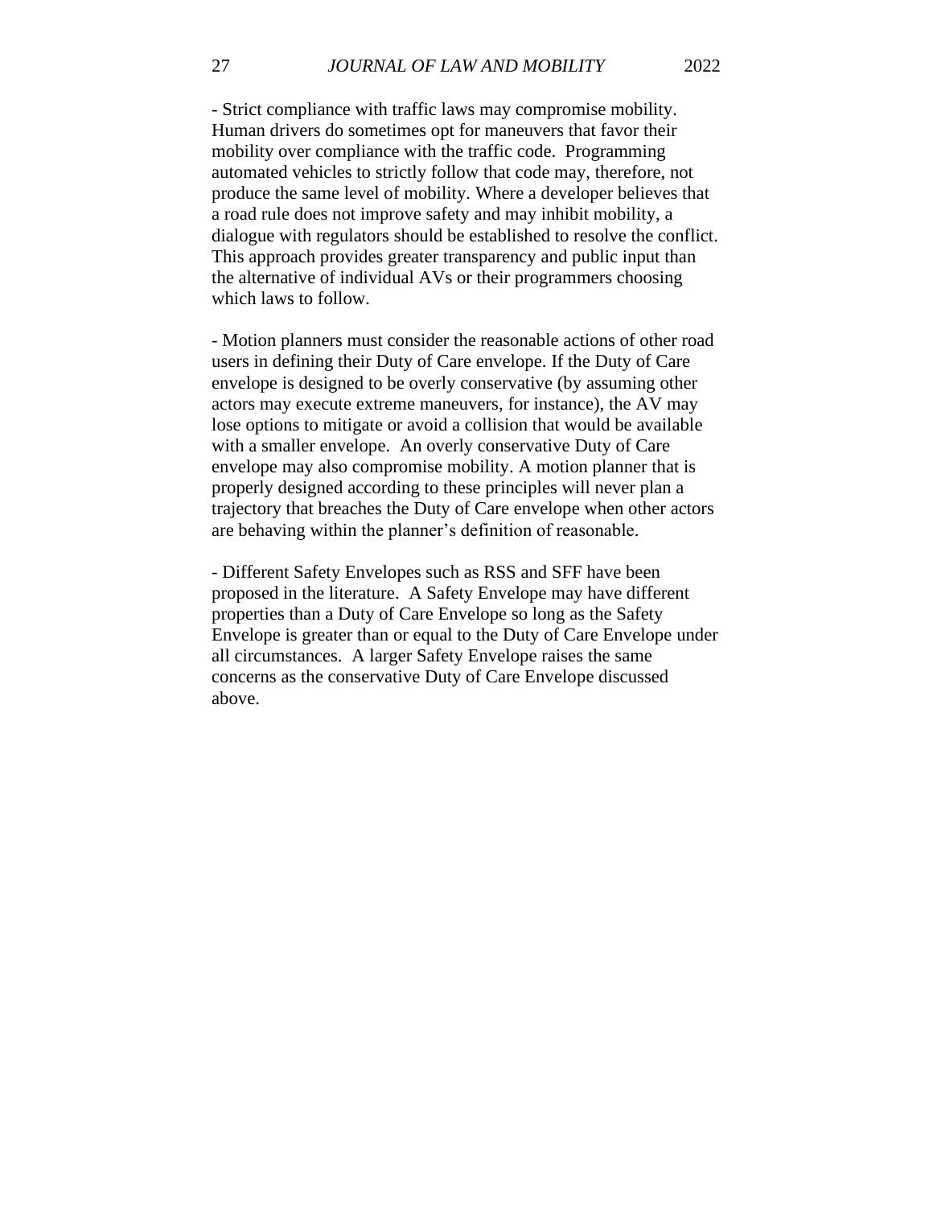- Strict compliance with traffic laws may compromise mobility. Human drivers do sometimes opt for maneuvers that favor their mobility over compliance with the traffic code. Programming automated vehicles to strictly follow that code may, therefore, not produce the same level of mobility. Where a developer believes that a road rule does not improve safety and may inhibit mobility, a dialogue with regulators should be established to resolve the conflict. This approach provides greater transparency and public input than the alternative of individual AVs or their programmers choosing which laws to follow.

- Motion planners must consider the reasonable actions of other road users in defining their Duty of Care envelope. If the Duty of Care envelope is designed to be overly conservative (by assuming other actors may execute extreme maneuvers, for instance), the AV may lose options to mitigate or avoid a collision that would be available with a smaller envelope. An overly conservative Duty of Care envelope may also compromise mobility. A motion planner that is properly designed according to these principles will never plan a trajectory that breaches the Duty of Care envelope when other actors are behaving within the planner's definition of reasonable.

- Different Safety Envelopes such as RSS and SFF have been proposed in the literature. A Safety Envelope may have different properties than a Duty of Care Envelope so long as the Safety Envelope is greater than or equal to the Duty of Care Envelope under all circumstances. A larger Safety Envelope raises the same concerns as the conservative Duty of Care Envelope discussed above.